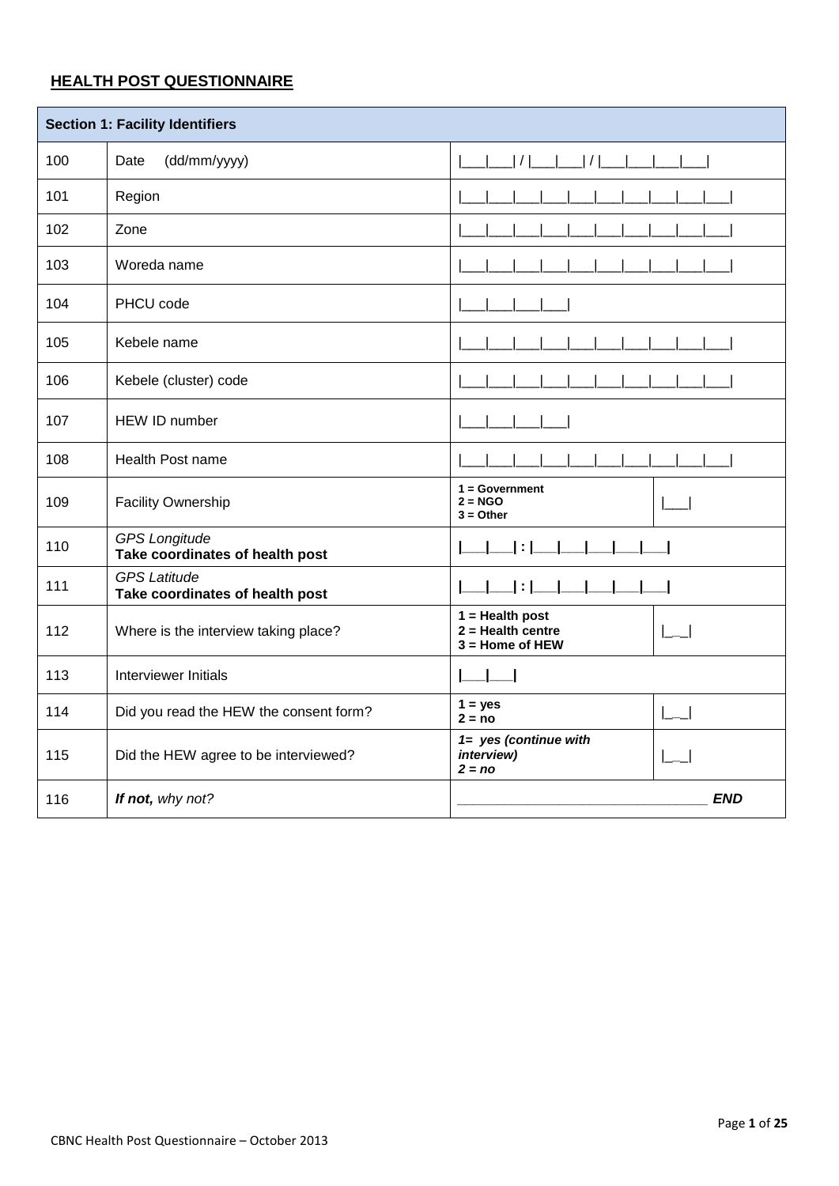## HEALTH POST QUESTIONNAIRE

| Section 1: Facility Identifiers | | | |
|---|---|---|---|
| 100 | Date (dd/mm/yyyy) | \|___\|___\| / \|___\|___\| / \|___\|___\|___\|___\| | |
| 101 | Region | \|___\|___\|___\|___\|___\|___\|___\|___\|___\|___\| | |
| 102 | Zone | \|___\|___\|___\|___\|___\|___\|___\|___\|___\|___\| | |
| 103 | Woreda name | \|___\|___\|___\|___\|___\|___\|___\|___\|___\|___\| | |
| 104 | PHCU code | \|___\|___\|___\|___\| | |
| 105 | Kebele name | \|___\|___\|___\|___\|___\|___\|___\|___\|___\|___\| | |
| 106 | Kebele (cluster) code | \|___\|___\|___\|___\|___\|___\|___\|___\|___\|___\| | |
| 107 | HEW ID number | \|___\|___\|___\|___\| | |
| 108 | Health Post name | \|___\|___\|___\|___\|___\|___\|___\|___\|___\|___\| | |
| 109 | Facility Ownership | **1 = Government**<br>**2 = NGO**<br>**3 = Other** | \|___\| |
| 110 | *GPS Longitude*<br>**Take coordinates of health post** | **\|___\|___\| : \|___\|___\|___\|___\|___\|** | |
| 111 | *GPS Latitude*<br>**Take coordinates of health post** | **\|___\|___\| : \|___\|___\|___\|___\|___\|** | |
| 112 | Where is the interview taking place? | **1 = Health post**<br>**2 = Health centre**<br>**3 = Home of HEW** | \|___\| |
| 113 | Interviewer Initials | **\|___\|___\|** | |
| 114 | Did you read the HEW the consent form? | **1 = yes**<br>**2 = no** | \|___\| |
| 115 | Did the HEW agree to be interviewed? | ***1= yes (continue with interview)***<br>***2 = no*** | \|___\| |
| 116 | ***If not,*** *why not?* | ________________________________ ***END*** | |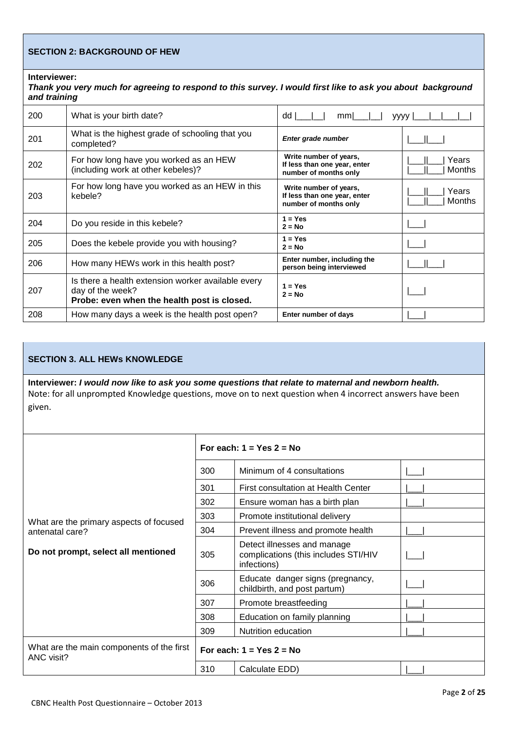## SECTION 2: BACKGROUND OF HEW

**Interviewer:**
***Thank you very much for agreeing to respond to this survey. I would first like to ask you about background and training***

| | | | |
|---|---|---|---|
| 200 | What is your birth date? | dd \|\_\_\_\|\_\_\| mm\|\_\_\_\|\_\_\| yyyy \|\_\_\_\|\_\_\|\_\_\_\|\_\_\| | |
| 201 | What is the highest grade of schooling that you completed? | ***Enter grade number*** | \|\_\_\_\|\|\_\_\_\| |
| 202 | For how long have you worked as an HEW (including work at other kebeles)? | **Write number of years, If less than one year, enter number of months only** | \|\_\_\_\|\|\_\_\_\| Years<br>\|\_\_\_\|\|\_\_\_\| Months |
| 203 | For how long have you worked as an HEW in this kebele? | **Write number of years, If less than one year, enter number of months only** | \|\_\_\_\|\|\_\_\_\| Years<br>\|\_\_\_\|\|\_\_\_\| Months |
| 204 | Do you reside in this kebele? | **1 = Yes**<br>**2 = No** | \|\_\_\_\| |
| 205 | Does the kebele provide you with housing? | **1 = Yes**<br>**2 = No** | \|\_\_\_\| |
| 206 | How many HEWs work in this health post? | **Enter number, including the person being interviewed** | \|\_\_\_\|\|\_\_\_\| |
| 207 | Is there a health extension worker available every day of the week?<br>**Probe: even when the health post is closed.** | **1 = Yes**<br>**2 = No** | \|\_\_\_\| |
| 208 | How many days a week is the health post open? | **Enter number of days** | \|\_\_\_\| |

## SECTION 3. ALL HEWs KNOWLEDGE

**Interviewer:** ***I would now like to ask you some questions that relate to maternal and newborn health.***
Note: for all unprompted Knowledge questions, move on to next question when 4 incorrect answers have been given.

| | | | |
|---|---|---|---|
| What are the primary aspects of focused antenatal care?<br><br>**Do not prompt, select all mentioned** | **For each: 1 = Yes 2 = No** | | |
| | 300 | Minimum of 4 consultations | \|\_\_\_\| |
| | 301 | First consultation at Health Center | \|\_\_\_\| |
| | 302 | Ensure woman has a birth plan | \|\_\_\_\| |
| | 303 | Promote institutional delivery | |
| | 304 | Prevent illness and promote health | \|\_\_\_\| |
| | 305 | Detect illnesses and manage complications (this includes STI/HIV infections) | \|\_\_\_\| |
| | 306 | Educate danger signs (pregnancy, childbirth, and post partum) | \|\_\_\_\| |
| | 307 | Promote breastfeeding | \|\_\_\_\| |
| | 308 | Education on family planning | \|\_\_\_\| |
| | 309 | Nutrition education | \|\_\_\_\| |
| What are the main components of the first ANC visit? | **For each: 1 = Yes 2 = No** | | |
| | 310 | Calculate EDD) | \|\_\_\_\| |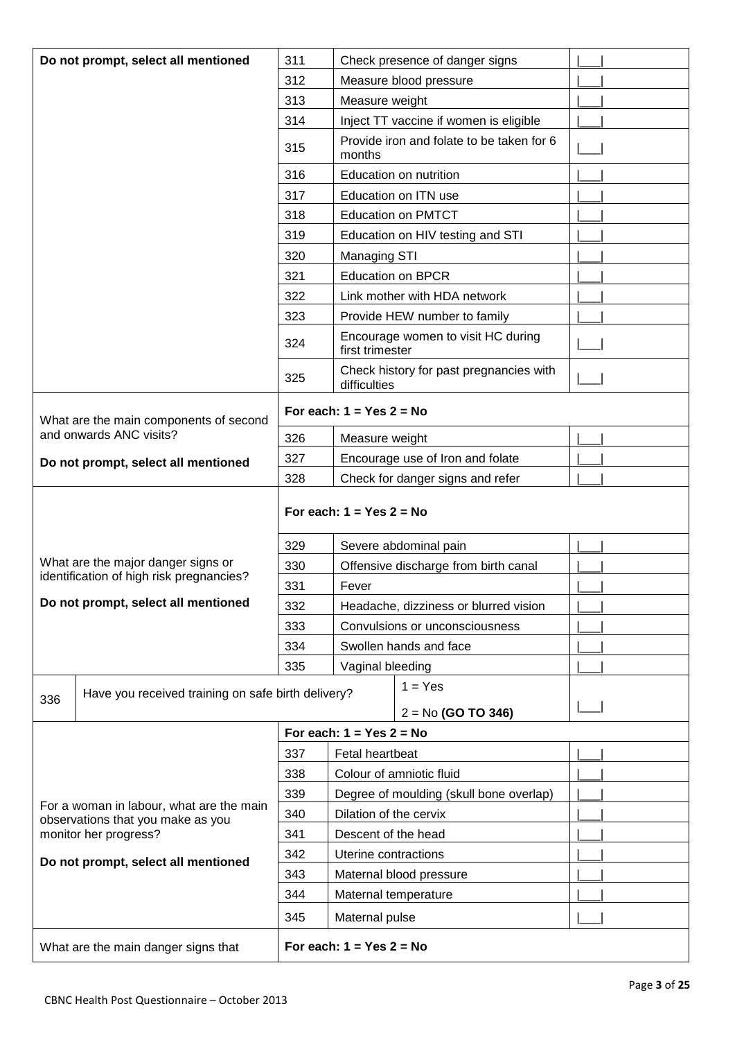| Question | No. | Item | Code |
|---|---|---|---|
| **Do not prompt, select all mentioned** | 311 | Check presence of danger signs | \|___\| |
| | 312 | Measure blood pressure | \|___\| |
| | 313 | Measure weight | \|___\| |
| | 314 | Inject TT vaccine if women is eligible | \|___\| |
| | 315 | Provide iron and folate to be taken for 6 months | \|___\| |
| | 316 | Education on nutrition | \|___\| |
| | 317 | Education on ITN use | \|___\| |
| | 318 | Education on PMTCT | \|___\| |
| | 319 | Education on HIV testing and STI | \|___\| |
| | 320 | Managing STI | \|___\| |
| | 321 | Education on BPCR | \|___\| |
| | 322 | Link mother with HDA network | \|___\| |
| | 323 | Provide HEW number to family | \|___\| |
| | 324 | Encourage women to visit HC during first trimester | \|___\| |
| | 325 | Check history for past pregnancies with difficulties | \|___\| |
| What are the main components of second and onwards ANC visits? **Do not prompt, select all mentioned** | **For each: 1 = Yes 2 = No** | | |
| | 326 | Measure weight | \|___\| |
| | 327 | Encourage use of Iron and folate | \|___\| |
| | 328 | Check for danger signs and refer | \|___\| |
| What are the major danger signs or identification of high risk pregnancies? **Do not prompt, select all mentioned** | **For each: 1 = Yes 2 = No** | | |
| | 329 | Severe abdominal pain | \|___\| |
| | 330 | Offensive discharge from birth canal | \|___\| |
| | 331 | Fever | \|___\| |
| | 332 | Headache, dizziness or blurred vision | \|___\| |
| | 333 | Convulsions or unconsciousness | \|___\| |
| | 334 | Swollen hands and face | \|___\| |
| | 335 | Vaginal bleeding | \|___\| |
| 336 Have you received training on safe birth delivery? | | 1 = Yes<br>2 = No **(GO TO 346)** | \|___\| |
| For a woman in labour, what are the main observations that you make as you monitor her progress? **Do not prompt, select all mentioned** | **For each: 1 = Yes 2 = No** | | |
| | 337 | Fetal heartbeat | \|___\| |
| | 338 | Colour of amniotic fluid | \|___\| |
| | 339 | Degree of moulding (skull bone overlap) | \|___\| |
| | 340 | Dilation of the cervix | \|___\| |
| | 341 | Descent of the head | \|___\| |
| | 342 | Uterine contractions | \|___\| |
| | 343 | Maternal blood pressure | \|___\| |
| | 344 | Maternal temperature | \|___\| |
| | 345 | Maternal pulse | \|___\| |
| What are the main danger signs that | **For each: 1 = Yes 2 = No** | | |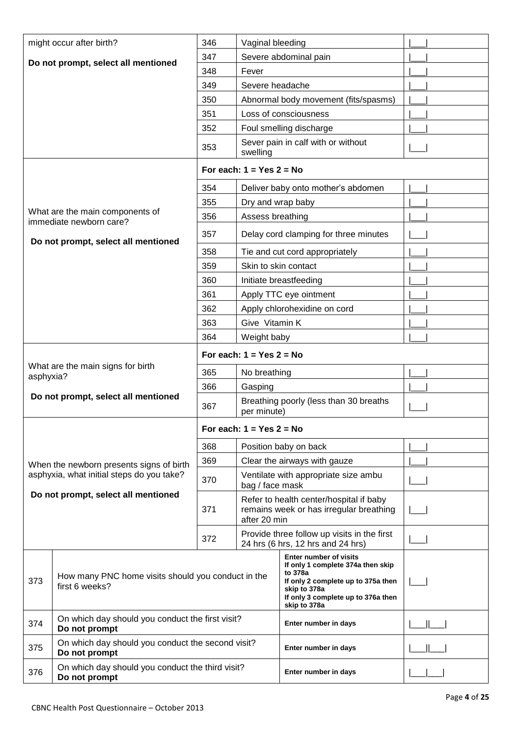| Question | No. | Response | Code |
|---|---|---|---|
| might occur after birth?<br><br>**Do not prompt, select all mentioned** | 346 | Vaginal bleeding | \|___\| |
| | 347 | Severe abdominal pain | \|___\| |
| | 348 | Fever | \|___\| |
| | 349 | Severe headache | \|___\| |
| | 350 | Abnormal body movement (fits/spasms) | \|___\| |
| | 351 | Loss of consciousness | \|___\| |
| | 352 | Foul smelling discharge | \|___\| |
| | 353 | Sever pain in calf with or without swelling | \|___\| |
| What are the main components of immediate newborn care?<br><br>**Do not prompt, select all mentioned** | **For each: 1 = Yes 2 = No** | | |
| | 354 | Deliver baby onto mother's abdomen | \|___\| |
| | 355 | Dry and wrap baby | \|___\| |
| | 356 | Assess breathing | \|___\| |
| | 357 | Delay cord clamping for three minutes | \|___\| |
| | 358 | Tie and cut cord appropriately | \|___\| |
| | 359 | Skin to skin contact | \|___\| |
| | 360 | Initiate breastfeeding | \|___\| |
| | 361 | Apply TTC eye ointment | \|___\| |
| | 362 | Apply chlorohexidine on cord | \|___\| |
| | 363 | Give Vitamin K | \|___\| |
| | 364 | Weight baby | \|___\| |
| What are the main signs for birth asphyxia?<br><br>**Do not prompt, select all mentioned** | **For each: 1 = Yes 2 = No** | | |
| | 365 | No breathing | \|___\| |
| | 366 | Gasping | \|___\| |
| | 367 | Breathing poorly (less than 30 breaths per minute) | \|___\| |
| When the newborn presents signs of birth asphyxia, what initial steps do you take?<br><br>**Do not prompt, select all mentioned** | **For each: 1 = Yes 2 = No** | | |
| | 368 | Position baby on back | \|___\| |
| | 369 | Clear the airways with gauze | \|___\| |
| | 370 | Ventilate with appropriate size ambu bag / face mask | \|___\| |
| | 371 | Refer to health center/hospital if baby remains week or has irregular breathing after 20 min | \|___\| |
| | 372 | Provide three follow up visits in the first 24 hrs (6 hrs, 12 hrs and 24 hrs) | \|___\| |

| No. | Question | Instructions | Code |
|---|---|---|---|
| 373 | How many PNC home visits should you conduct in the first 6 weeks? | **Enter number of visits<br>If only 1 complete 374a then skip to 378a<br>If only 2 complete up to 375a then skip to 378a<br>If only 3 complete up to 376a then skip to 378a** | \|___\| |
| 374 | On which day should you conduct the first visit?<br>**Do not prompt** | **Enter number in days** | \|___\|\|___\| |
| 375 | On which day should you conduct the second visit?<br>**Do not prompt** | **Enter number in days** | \|___\|\|___\| |
| 376 | On which day should you conduct the third visit?<br>**Do not prompt** | **Enter number in days** | \|___\|___\| |

CBNC Health Post Questionnaire – October 2013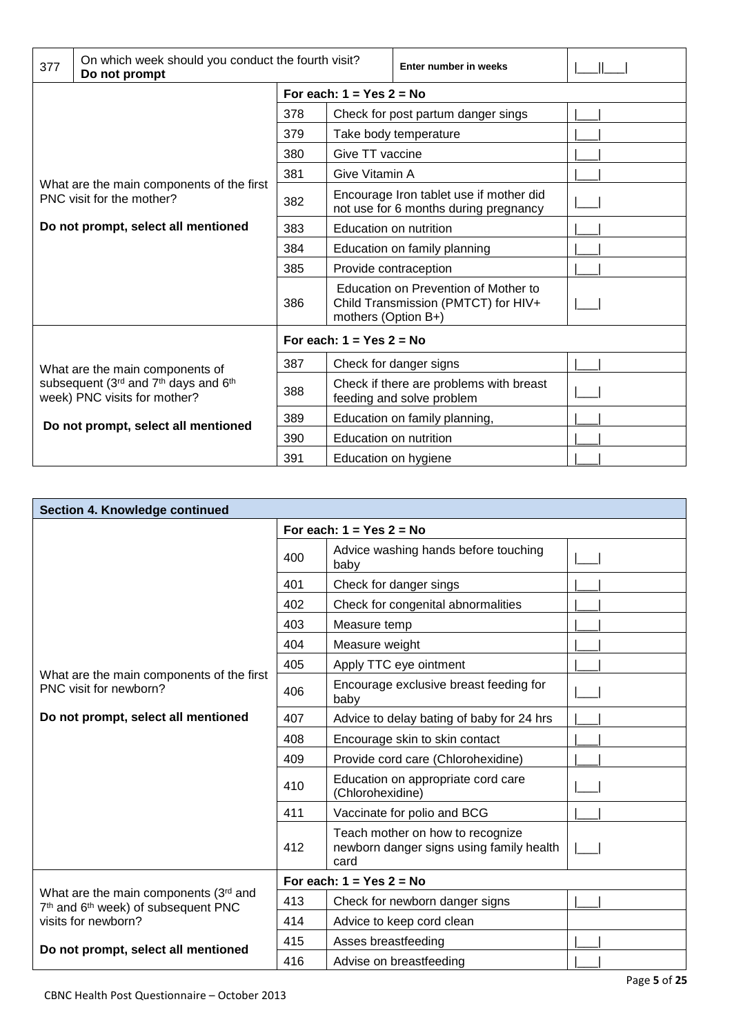| 377 | On which week should you conduct the fourth visit? **Do not prompt** | | Enter number in weeks | \|\_\_\_\|\|\_\_\_\| |
|---|---|---|---|---|

| What are the main components of the first PNC visit for the mother? **Do not prompt, select all mentioned** | **For each: 1 = Yes 2 = No** | | |
|---|---|---|---|
| | 378 | Check for post partum danger sings | \|\_\_\_\| |
| | 379 | Take body temperature | \|\_\_\_\| |
| | 380 | Give TT vaccine | \|\_\_\_\| |
| | 381 | Give Vitamin A | \|\_\_\_\| |
| | 382 | Encourage Iron tablet use if mother did not use for 6 months during pregnancy | \|\_\_\_\| |
| | 383 | Education on nutrition | \|\_\_\_\| |
| | 384 | Education on family planning | \|\_\_\_\| |
| | 385 | Provide contraception | \|\_\_\_\| |
| | 386 | Education on Prevention of Mother to Child Transmission (PMTCT) for HIV+ mothers (Option B+) | \|\_\_\_\| |
| What are the main components of subsequent (3rd and 7th days and 6th week) PNC visits for mother? **Do not prompt, select all mentioned** | **For each: 1 = Yes 2 = No** | | |
| | 387 | Check for danger signs | \|\_\_\_\| |
| | 388 | Check if there are problems with breast feeding and solve problem | \|\_\_\_\| |
| | 389 | Education on family planning, | \|\_\_\_\| |
| | 390 | Education on nutrition | \|\_\_\_\| |
| | 391 | Education on hygiene | \|\_\_\_\| |

| **Section 4. Knowledge continued** | | | |
|---|---|---|---|
| What are the main components of the first PNC visit for newborn? **Do not prompt, select all mentioned** | **For each: 1 = Yes 2 = No** | | |
| | 400 | Advice washing hands before touching baby | \|\_\_\_\| |
| | 401 | Check for danger sings | \|\_\_\_\| |
| | 402 | Check for congenital abnormalities | \|\_\_\_\| |
| | 403 | Measure temp | \|\_\_\_\| |
| | 404 | Measure weight | \|\_\_\_\| |
| | 405 | Apply TTC eye ointment | \|\_\_\_\| |
| | 406 | Encourage exclusive breast feeding for baby | \|\_\_\_\| |
| | 407 | Advice to delay bating of baby for 24 hrs | \|\_\_\_\| |
| | 408 | Encourage skin to skin contact | \|\_\_\_\| |
| | 409 | Provide cord care (Chlorohexidine) | \|\_\_\_\| |
| | 410 | Education on appropriate cord care (Chlorohexidine) | \|\_\_\_\| |
| | 411 | Vaccinate for polio and BCG | \|\_\_\_\| |
| | 412 | Teach mother on how to recognize newborn danger signs using family health card | \|\_\_\_\| |
| What are the main components (3rd and 7th and 6th week) of subsequent PNC visits for newborn? **Do not prompt, select all mentioned** | **For each: 1 = Yes 2 = No** | | |
| | 413 | Check for newborn danger signs | \|\_\_\_\| |
| | 414 | Advice to keep cord clean | |
| | 415 | Asses breastfeeding | \|\_\_\_\| |
| | 416 | Advise on breastfeeding | \|\_\_\_\| |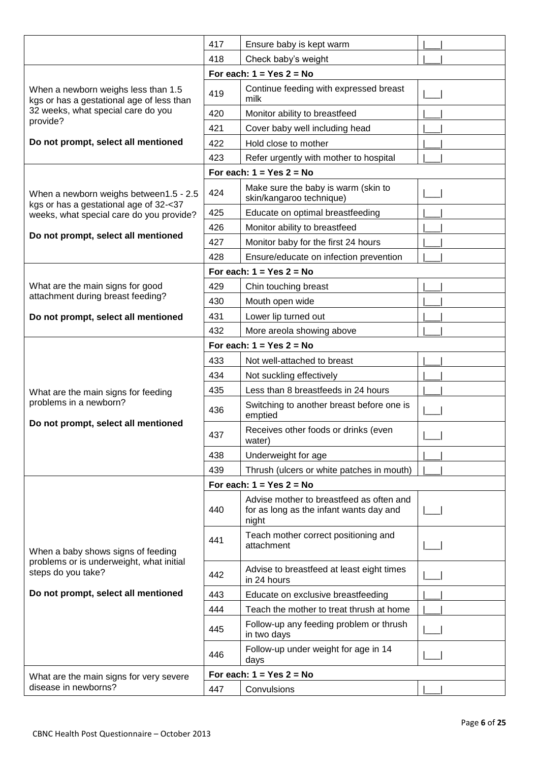| | | | |
|---|---|---|---|
| | 417 | Ensure baby is kept warm | \|___\| |
| | 418 | Check baby's weight | \|___\| |
| When a newborn weighs less than 1.5 kgs or has a gestational age of less than 32 weeks, what special care do you provide?<br><br>**Do not prompt, select all mentioned** | **For each: 1 = Yes 2 = No** | | |
| | 419 | Continue feeding with expressed breast milk | \|___\| |
| | 420 | Monitor ability to breastfeed | \|___\| |
| | 421 | Cover baby well including head | \|___\| |
| | 422 | Hold close to mother | \|___\| |
| | 423 | Refer urgently with mother to hospital | \|___\| |
| When a newborn weighs between1.5 - 2.5 kgs or has a gestational age of 32-<37 weeks, what special care do you provide?<br><br>**Do not prompt, select all mentioned** | **For each: 1 = Yes 2 = No** | | |
| | 424 | Make sure the baby is warm (skin to skin/kangaroo technique) | \|___\| |
| | 425 | Educate on optimal breastfeeding | \|___\| |
| | 426 | Monitor ability to breastfeed | \|___\| |
| | 427 | Monitor baby for the first 24 hours | \|___\| |
| | 428 | Ensure/educate on infection prevention | \|___\| |
| What are the main signs for good attachment during breast feeding?<br><br>**Do not prompt, select all mentioned** | **For each: 1 = Yes 2 = No** | | |
| | 429 | Chin touching breast | \|___\| |
| | 430 | Mouth open wide | \|___\| |
| | 431 | Lower lip turned out | \|___\| |
| | 432 | More areola showing above | \|___\| |
| What are the main signs for feeding problems in a newborn?<br><br>**Do not prompt, select all mentioned** | **For each: 1 = Yes 2 = No** | | |
| | 433 | Not well-attached to breast | \|___\| |
| | 434 | Not suckling effectively | \|___\| |
| | 435 | Less than 8 breastfeeds in 24 hours | \|___\| |
| | 436 | Switching to another breast before one is emptied | \|___\| |
| | 437 | Receives other foods or drinks (even water) | \|___\| |
| | 438 | Underweight for age | \|___\| |
| | 439 | Thrush (ulcers or white patches in mouth) | \|___\| |
| When a baby shows signs of feeding problems or is underweight, what initial steps do you take?<br><br>**Do not prompt, select all mentioned** | **For each: 1 = Yes 2 = No** | | |
| | 440 | Advise mother to breastfeed as often and for as long as the infant wants day and night | \|___\| |
| | 441 | Teach mother correct positioning and attachment | \|___\| |
| | 442 | Advise to breastfeed at least eight times in 24 hours | \|___\| |
| | 443 | Educate on exclusive breastfeeding | \|___\| |
| | 444 | Teach the mother to treat thrush at home | \|___\| |
| | 445 | Follow-up any feeding problem or thrush in two days | \|___\| |
| | 446 | Follow-up under weight for age in 14 days | \|___\| |
| What are the main signs for very severe disease in newborns? | **For each: 1 = Yes 2 = No** | | |
| | 447 | Convulsions | \|___\| |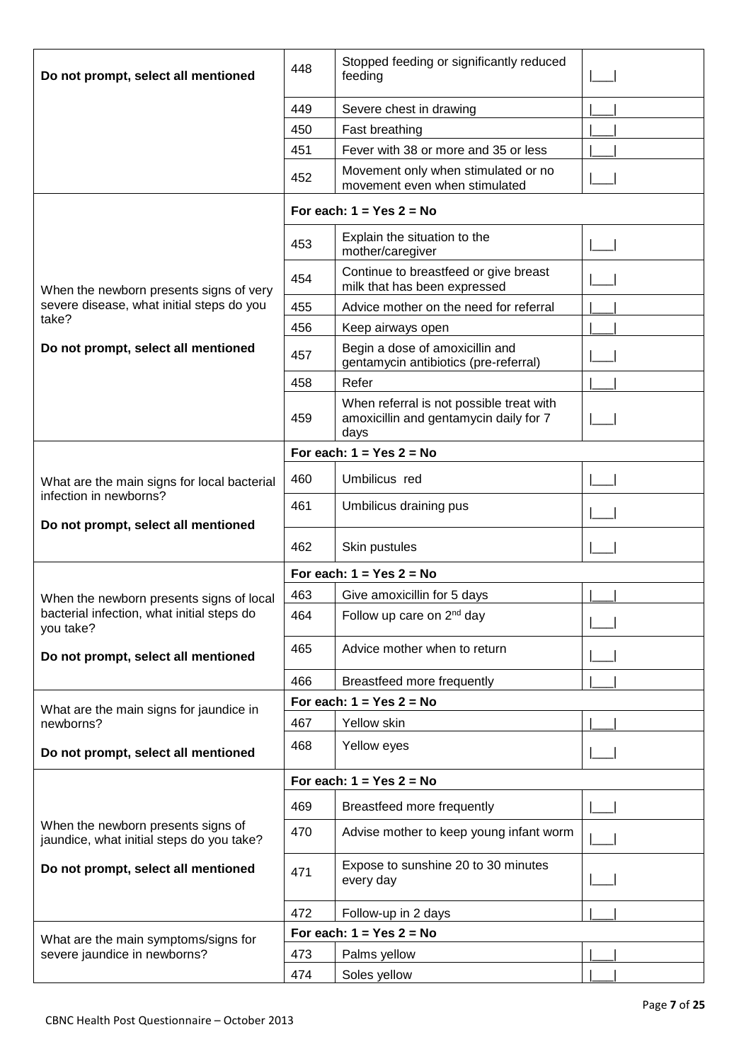| Question | No. | Response | Code |
|---|---|---|---|
| **Do not prompt, select all mentioned** | 448 | Stopped feeding or significantly reduced feeding | \|___\| |
| | 449 | Severe chest in drawing | \|___\| |
| | 450 | Fast breathing | \|___\| |
| | 451 | Fever with 38 or more and 35 or less | \|___\| |
| | 452 | Movement only when stimulated or no movement even when stimulated | \|___\| |
| When the newborn presents signs of very severe disease, what initial steps do you take? **Do not prompt, select all mentioned** | **For each: 1 = Yes 2 = No** | | |
| | 453 | Explain the situation to the mother/caregiver | \|___\| |
| | 454 | Continue to breastfeed or give breast milk that has been expressed | \|___\| |
| | 455 | Advice mother on the need for referral | \|___\| |
| | 456 | Keep airways open | \|___\| |
| | 457 | Begin a dose of amoxicillin and gentamycin antibiotics (pre-referral) | \|___\| |
| | 458 | Refer | \|___\| |
| | 459 | When referral is not possible treat with amoxicillin and gentamycin daily for 7 days | \|___\| |
| What are the main signs for local bacterial infection in newborns? **Do not prompt, select all mentioned** | **For each: 1 = Yes 2 = No** | | |
| | 460 | Umbilicus red | \|___\| |
| | 461 | Umbilicus draining pus | \|___\| |
| | 462 | Skin pustules | \|___\| |
| When the newborn presents signs of local bacterial infection, what initial steps do you take? **Do not prompt, select all mentioned** | **For each: 1 = Yes 2 = No** | | |
| | 463 | Give amoxicillin for 5 days | \|___\| |
| | 464 | Follow up care on 2nd day | \|___\| |
| | 465 | Advice mother when to return | \|___\| |
| | 466 | Breastfeed more frequently | \|___\| |
| What are the main signs for jaundice in newborns? **Do not prompt, select all mentioned** | **For each: 1 = Yes 2 = No** | | |
| | 467 | Yellow skin | \|___\| |
| | 468 | Yellow eyes | \|___\| |
| When the newborn presents signs of jaundice, what initial steps do you take? **Do not prompt, select all mentioned** | **For each: 1 = Yes 2 = No** | | |
| | 469 | Breastfeed more frequently | \|___\| |
| | 470 | Advise mother to keep young infant worm | \|___\| |
| | 471 | Expose to sunshine 20 to 30 minutes every day | \|___\| |
| | 472 | Follow-up in 2 days | \|___\| |
| What are the main symptoms/signs for severe jaundice in newborns? | **For each: 1 = Yes 2 = No** | | |
| | 473 | Palms yellow | \|___\| |
| | 474 | Soles yellow | \|___\| |

CBNC Health Post Questionnaire – October 2013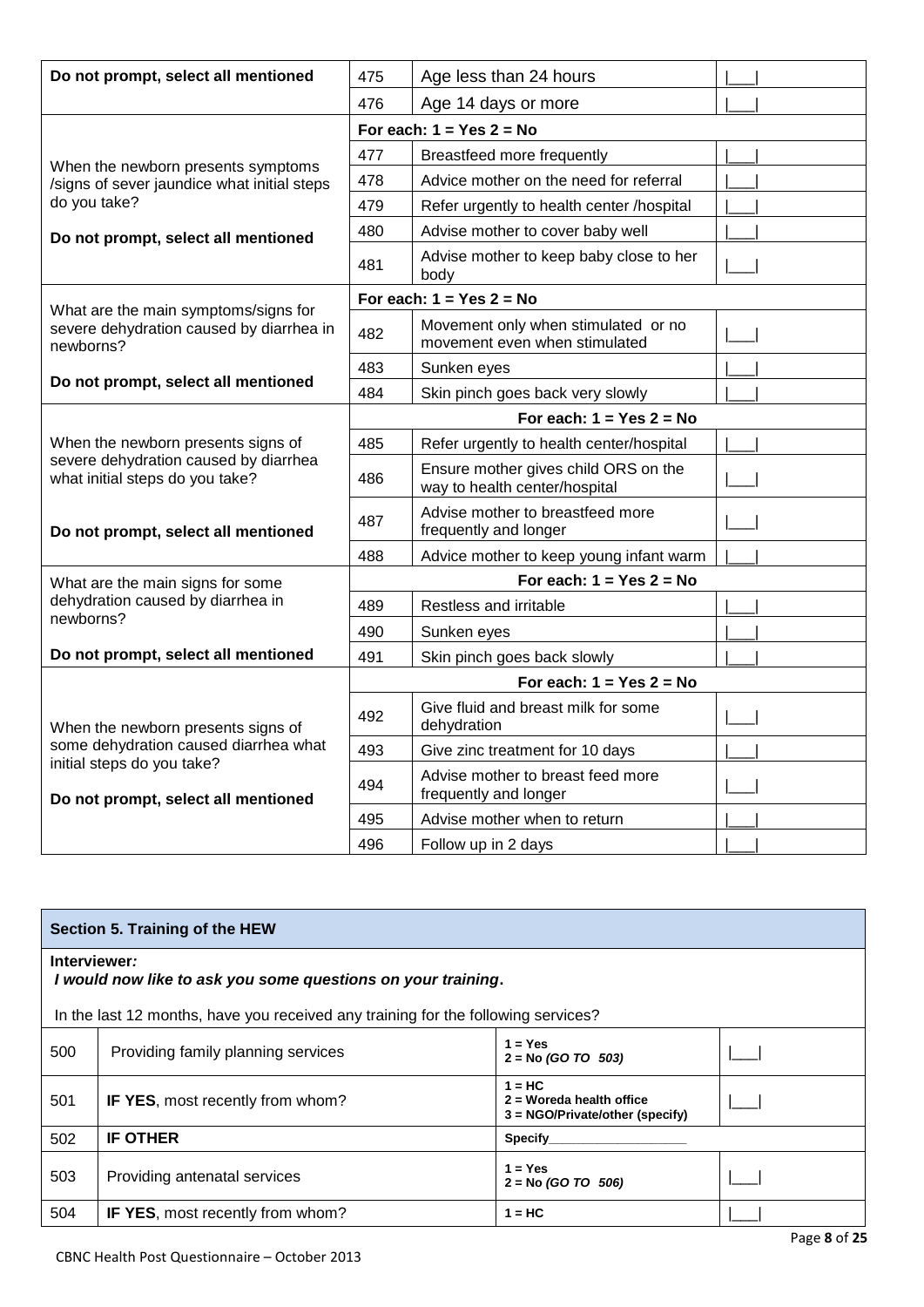| | | | |
|---|---|---|---|
| **Do not prompt, select all mentioned** | 475 | Age less than 24 hours | \|\_\_\_\| |
| | 476 | Age 14 days or more | \|\_\_\_\| |
| When the newborn presents symptoms /signs of sever jaundice what initial steps do you take? **Do not prompt, select all mentioned** | **For each: 1 = Yes 2 = No** | | |
| | 477 | Breastfeed more frequently | \|\_\_\_\| |
| | 478 | Advice mother on the need for referral | \|\_\_\_\| |
| | 479 | Refer urgently to health center /hospital | \|\_\_\_\| |
| | 480 | Advise mother to cover baby well | \|\_\_\_\| |
| | 481 | Advise mother to keep baby close to her body | \|\_\_\_\| |
| What are the main symptoms/signs for severe dehydration caused by diarrhea in newborns? **Do not prompt, select all mentioned** | **For each: 1 = Yes 2 = No** | | |
| | 482 | Movement only when stimulated or no movement even when stimulated | \|\_\_\_\| |
| | 483 | Sunken eyes | \|\_\_\_\| |
| | 484 | Skin pinch goes back very slowly | \|\_\_\_\| |
| When the newborn presents signs of severe dehydration caused by diarrhea what initial steps do you take? **Do not prompt, select all mentioned** | **For each: 1 = Yes 2 = No** | | |
| | 485 | Refer urgently to health center/hospital | \|\_\_\_\| |
| | 486 | Ensure mother gives child ORS on the way to health center/hospital | \|\_\_\_\| |
| | 487 | Advise mother to breastfeed more frequently and longer | \|\_\_\_\| |
| | 488 | Advice mother to keep young infant warm | \|\_\_\_\| |
| What are the main signs for some dehydration caused by diarrhea in newborns? **Do not prompt, select all mentioned** | **For each: 1 = Yes 2 = No** | | |
| | 489 | Restless and irritable | \|\_\_\_\| |
| | 490 | Sunken eyes | \|\_\_\_\| |
| | 491 | Skin pinch goes back slowly | \|\_\_\_\| |
| When the newborn presents signs of some dehydration caused diarrhea what initial steps do you take? **Do not prompt, select all mentioned** | **For each: 1 = Yes 2 = No** | | |
| | 492 | Give fluid and breast milk for some dehydration | \|\_\_\_\| |
| | 493 | Give zinc treatment for 10 days | \|\_\_\_\| |
| | 494 | Advise mother to breast feed more frequently and longer | \|\_\_\_\| |
| | 495 | Advise mother when to return | \|\_\_\_\| |
| | 496 | Follow up in 2 days | \|\_\_\_\| |

## Section 5. Training of the HEW

**Interviewer*:***
***I would now like to ask you some questions on your training*.**

In the last 12 months, have you received any training for the following services?

| | | | |
|---|---|---|---|
| 500 | Providing family planning services | **1 = Yes** **2 = No *(GO TO 503)*** | \|\_\_\_\| |
| 501 | **IF YES**, most recently from whom? | **1 = HC** **2 = Woreda health office** **3 = NGO/Private/other (specify)** | \|\_\_\_\| |
| 502 | **IF OTHER** | **Specify\_\_\_\_\_\_\_\_\_\_\_\_\_\_\_\_\_\_\_** | |
| 503 | Providing antenatal services | **1 = Yes** **2 = No *(GO TO 506)*** | \|\_\_\_\| |
| 504 | **IF YES**, most recently from whom? | **1 = HC** | \|\_\_\_\| |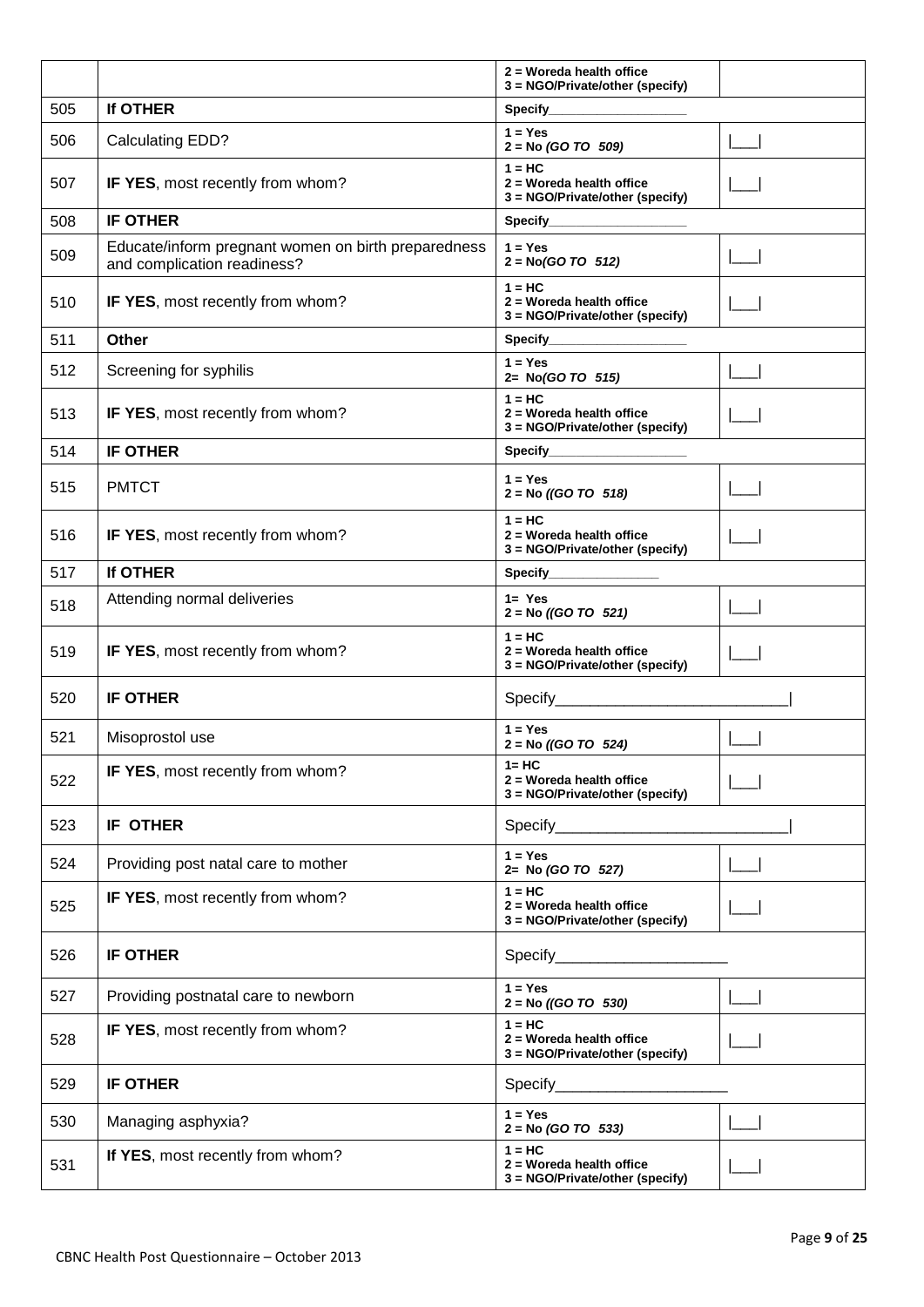| | | | |
|---|---|---|---|
| | | **2 = Woreda health office**<br>**3 = NGO/Private/other (specify)** | |
| 505 | **If OTHER** | **Specify__________________** | |
| 506 | Calculating EDD? | **1 = Yes**<br>**2 = No *(GO TO 509)*** | \|___\| |
| 507 | **IF YES**, most recently from whom? | **1 = HC**<br>**2 = Woreda health office**<br>**3 = NGO/Private/other (specify)** | \|___\| |
| 508 | **IF OTHER** | **Specify__________________** | |
| 509 | Educate/inform pregnant women on birth preparedness and complication readiness? | **1 = Yes**<br>**2 = No*(GO TO 512)*** | \|___\| |
| 510 | **IF YES**, most recently from whom? | **1 = HC**<br>**2 = Woreda health office**<br>**3 = NGO/Private/other (specify)** | \|___\| |
| 511 | **Other** | **Specify__________________** | |
| 512 | Screening for syphilis | **1 = Yes**<br>**2= No*(GO TO 515)*** | \|___\| |
| 513 | **IF YES**, most recently from whom? | **1 = HC**<br>**2 = Woreda health office**<br>**3 = NGO/Private/other (specify)** | \|___\| |
| 514 | **IF OTHER** | **Specify__________________** | |
| 515 | PMTCT | **1 = Yes**<br>**2 = No *((GO TO 518)*** | \|___\| |
| 516 | **IF YES**, most recently from whom? | **1 = HC**<br>**2 = Woreda health office**<br>**3 = NGO/Private/other (specify)** | \|___\| |
| 517 | **If OTHER** | **Specify_______________** | |
| 518 | Attending normal deliveries | **1= Yes**<br>**2 = No *((GO TO 521)*** | \|___\| |
| 519 | **IF YES**, most recently from whom? | **1 = HC**<br>**2 = Woreda health office**<br>**3 = NGO/Private/other (specify)** | \|___\| |
| 520 | **IF OTHER** | Specify___________________________\| | |
| 521 | Misoprostol use | **1 = Yes**<br>**2 = No *((GO TO 524)*** | \|___\| |
| 522 | **IF YES**, most recently from whom? | **1= HC**<br>**2 = Woreda health office**<br>**3 = NGO/Private/other (specify)** | \|___\| |
| 523 | **IF OTHER** | Specify___________________________\| | |
| 524 | Providing post natal care to mother | **1 = Yes**<br>**2= No *(GO TO 527)*** | \|___\| |
| 525 | **IF YES**, most recently from whom? | **1 = HC**<br>**2 = Woreda health office**<br>**3 = NGO/Private/other (specify)** | \|___\| |
| 526 | **IF OTHER** | Specify____________________ | |
| 527 | Providing postnatal care to newborn | **1 = Yes**<br>**2 = No *((GO TO 530)*** | \|___\| |
| 528 | **IF YES**, most recently from whom? | **1 = HC**<br>**2 = Woreda health office**<br>**3 = NGO/Private/other (specify)** | \|___\| |
| 529 | **IF OTHER** | Specify____________________ | |
| 530 | Managing asphyxia? | **1 = Yes**<br>**2 = No *(GO TO 533)*** | \|___\| |
| 531 | **If YES**, most recently from whom? | **1 = HC**<br>**2 = Woreda health office**<br>**3 = NGO/Private/other (specify)** | \|___\| |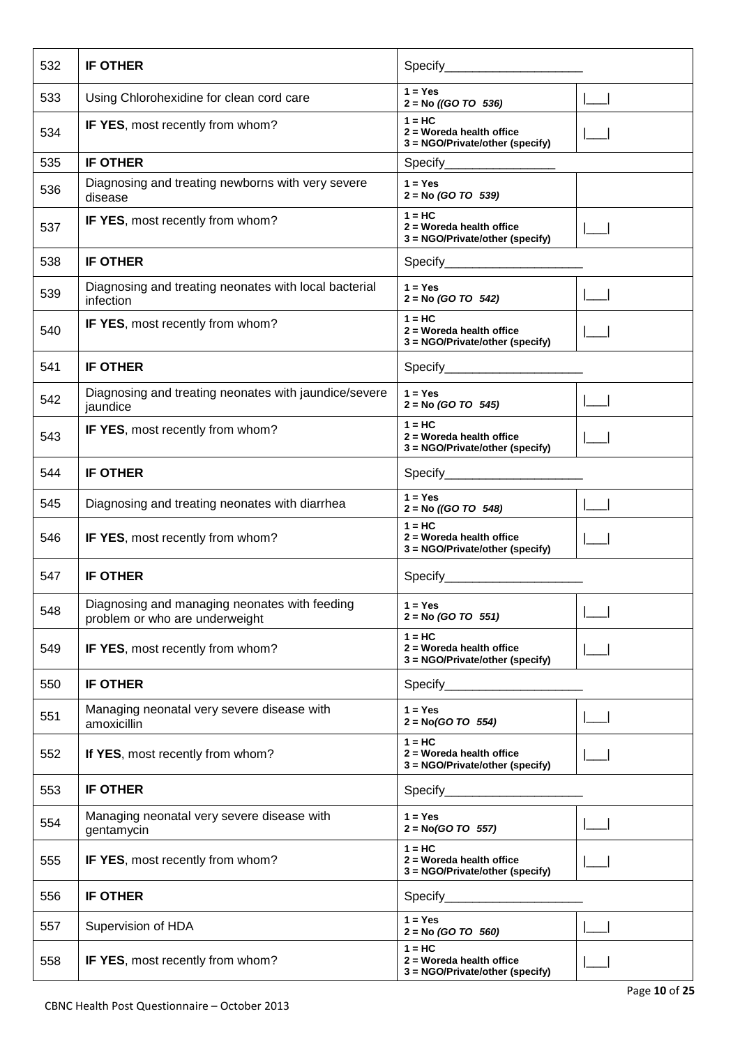| | | | |
|---|---|---|---|
| 532 | **IF OTHER** | Specify____________________ | |
| 533 | Using Chlorohexidine for clean cord care | **1 = Yes**<br>**2 = No *((GO TO 536)*** | \|___\| |
| 534 | **IF YES**, most recently from whom? | **1 = HC**<br>**2 = Woreda health office**<br>**3 = NGO/Private/other (specify)** | \|___\| |
| 535 | **IF OTHER** | Specify________________ | |
| 536 | Diagnosing and treating newborns with very severe disease | **1 = Yes**<br>**2 = No *(GO TO 539)*** | |
| 537 | **IF YES**, most recently from whom? | **1 = HC**<br>**2 = Woreda health office**<br>**3 = NGO/Private/other (specify)** | \|___\| |
| 538 | **IF OTHER** | Specify____________________ | |
| 539 | Diagnosing and treating neonates with local bacterial infection | **1 = Yes**<br>**2 = No *(GO TO 542)*** | \|___\| |
| 540 | **IF YES**, most recently from whom? | **1 = HC**<br>**2 = Woreda health office**<br>**3 = NGO/Private/other (specify)** | \|___\| |
| 541 | **IF OTHER** | Specify____________________ | |
| 542 | Diagnosing and treating neonates with jaundice/severe jaundice | **1 = Yes**<br>**2 = No *(GO TO 545)*** | \|___\| |
| 543 | **IF YES**, most recently from whom? | **1 = HC**<br>**2 = Woreda health office**<br>**3 = NGO/Private/other (specify)** | \|___\| |
| 544 | **IF OTHER** | Specify____________________ | |
| 545 | Diagnosing and treating neonates with diarrhea | **1 = Yes**<br>**2 = No *((GO TO 548)*** | \|___\| |
| 546 | **IF YES**, most recently from whom? | **1 = HC**<br>**2 = Woreda health office**<br>**3 = NGO/Private/other (specify)** | \|___\| |
| 547 | **IF OTHER** | Specify____________________ | |
| 548 | Diagnosing and managing neonates with feeding problem or who are underweight | **1 = Yes**<br>**2 = No *(GO TO 551)*** | \|___\| |
| 549 | **IF YES**, most recently from whom? | **1 = HC**<br>**2 = Woreda health office**<br>**3 = NGO/Private/other (specify)** | \|___\| |
| 550 | **IF OTHER** | Specify____________________ | |
| 551 | Managing neonatal very severe disease with amoxicillin | **1 = Yes**<br>**2 = No*(GO TO 554)*** | \|___\| |
| 552 | **If YES**, most recently from whom? | **1 = HC**<br>**2 = Woreda health office**<br>**3 = NGO/Private/other (specify)** | \|___\| |
| 553 | **IF OTHER** | Specify____________________ | |
| 554 | Managing neonatal very severe disease with gentamycin | **1 = Yes**<br>**2 = No*(GO TO 557)*** | \|___\| |
| 555 | **IF YES**, most recently from whom? | **1 = HC**<br>**2 = Woreda health office**<br>**3 = NGO/Private/other (specify)** | \|___\| |
| 556 | **IF OTHER** | Specify____________________ | |
| 557 | Supervision of HDA | **1 = Yes**<br>**2 = No *(GO TO 560)*** | \|___\| |
| 558 | **IF YES**, most recently from whom? | **1 = HC**<br>**2 = Woreda health office**<br>**3 = NGO/Private/other (specify)** | \|___\| |

CBNC Health Post Questionnaire – October 2013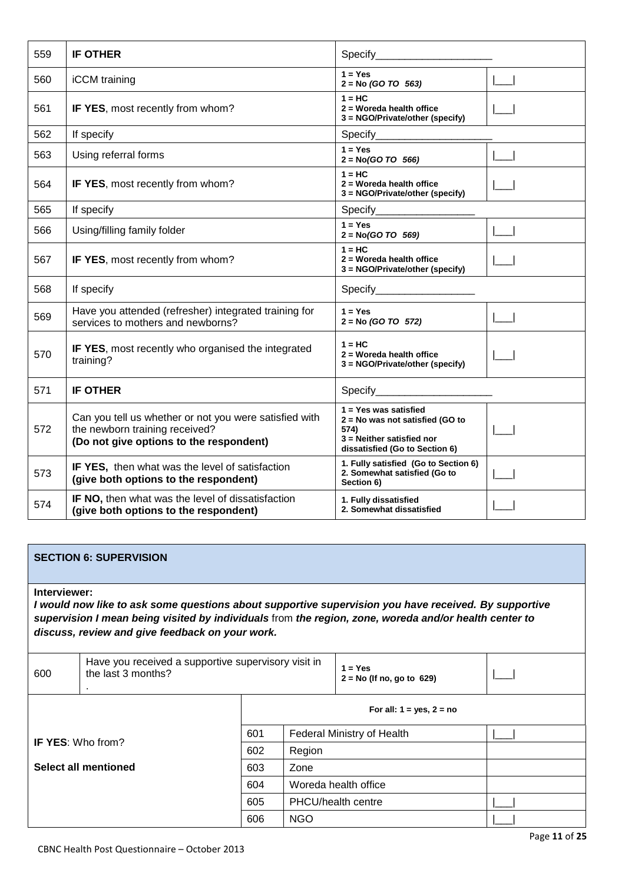| 559 | **IF OTHER** | Specify____________________ | |
|---|---|---|---|
| 560 | iCCM training | **1 = Yes**<br>**2 = No *(GO TO 563)*** | \|___\| |
| 561 | **IF YES**, most recently from whom? | **1 = HC**<br>**2 = Woreda health office**<br>**3 = NGO/Private/other (specify)** | \|___\| |
| 562 | If specify | Specify____________________ | |
| 563 | Using referral forms | **1 = Yes**<br>**2 = No*(GO TO 566)*** | \|___\| |
| 564 | **IF YES**, most recently from whom? | **1 = HC**<br>**2 = Woreda health office**<br>**3 = NGO/Private/other (specify)** | \|___\| |
| 565 | If specify | Specify_________________ | |
| 566 | Using/filling family folder | **1 = Yes**<br>**2 = No*(GO TO 569)*** | \|___\| |
| 567 | **IF YES**, most recently from whom? | **1 = HC**<br>**2 = Woreda health office**<br>**3 = NGO/Private/other (specify)** | \|___\| |
| 568 | If specify | Specify_________________ | |
| 569 | Have you attended (refresher) integrated training for services to mothers and newborns? | **1 = Yes**<br>**2 = No *(GO TO 572)*** | \|___\| |
| 570 | **IF YES**, most recently who organised the integrated training? | **1 = HC**<br>**2 = Woreda health office**<br>**3 = NGO/Private/other (specify)** | \|___\| |
| 571 | **IF OTHER** | Specify____________________ | |
| 572 | Can you tell us whether or not you were satisfied with the newborn training received?<br>**(Do not give options to the respondent)** | **1 = Yes was satisfied**<br>**2 = No was not satisfied (GO to 574)**<br>**3 = Neither satisfied nor dissatisfied (Go to Section 6)** | \|___\| |
| 573 | **IF YES,** then what was the level of satisfaction<br>**(give both options to the respondent)** | **1. Fully satisfied (Go to Section 6)**<br>**2. Somewhat satisfied (Go to Section 6)** | \|___\| |
| 574 | **IF NO,** then what was the level of dissatisfaction<br>**(give both options to the respondent)** | **1. Fully dissatisfied**<br>**2. Somewhat dissatisfied** | \|___\| |

## SECTION 6: SUPERVISION

**Interviewer:**

***I would now like to ask some questions about supportive supervision you have received. By supportive supervision I mean being visited by individuals*** **from** ***the region, zone, woreda and/or health center to discuss, review and give feedback on your work.***

| 600 | Have you received a supportive supervisory visit in the last 3 months?<br>. | | **1 = Yes**<br>**2 = No (If no, go to 629)** | \|___\| |
|---|---|---|---|---|
| | | | **For all: 1 = yes, 2 = no** | |
| **IF YES**: Who from?<br><br>**Select all mentioned** | | 601 | Federal Ministry of Health | \|___\| |
| | | 602 | Region | |
| | | 603 | Zone | |
| | | 604 | Woreda health office | |
| | | 605 | PHCU/health centre | \|___\| |
| | | 606 | NGO | \|___\| |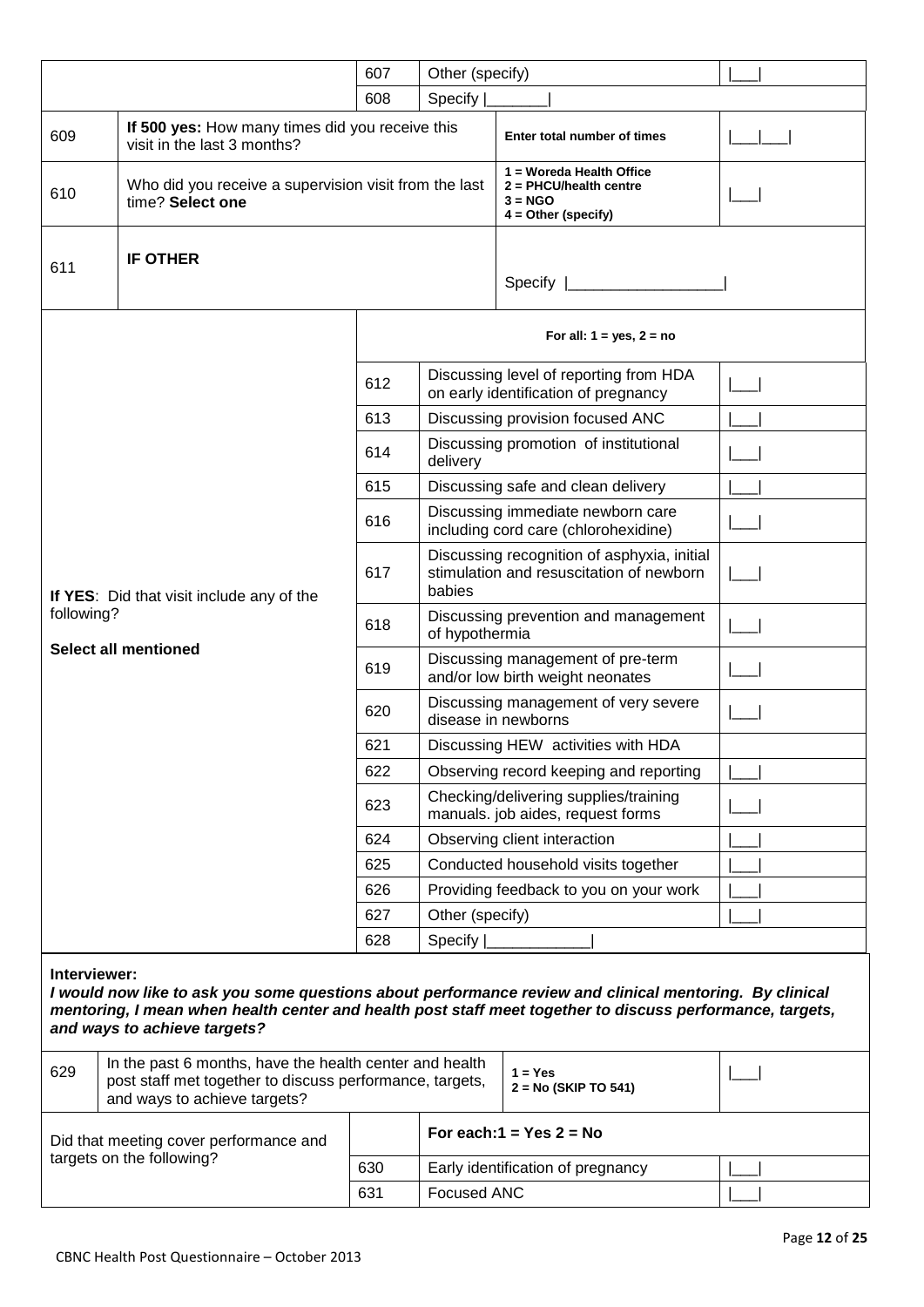| | | | | |
|---|---|---|---|---|
| | | 607 | Other (specify) | \|___\| |
| | | 608 | Specify \|_______\| | |
| 609 | **If 500 yes:** How many times did you receive this visit in the last 3 months? | | **Enter total number of times** | \|___\|___\| |
| 610 | Who did you receive a supervision visit from the last time? **Select one** | | **1 = Woreda Health Office**<br>**2 = PHCU/health centre**<br>**3 = NGO**<br>**4 = Other (specify)** | \|___\| |
| 611 | **IF OTHER** | | Specify \|__________________\| | |

| | | | |
|---|---|---|---|
| **If YES**: Did that visit include any of the following?<br><br>**Select all mentioned** | | **For all: 1 = yes, 2 = no** | |
| | 612 | Discussing level of reporting from HDA on early identification of pregnancy | \|___\| |
| | 613 | Discussing provision focused ANC | \|___\| |
| | 614 | Discussing promotion of institutional delivery | \|___\| |
| | 615 | Discussing safe and clean delivery | \|___\| |
| | 616 | Discussing immediate newborn care including cord care (chlorohexidine) | \|___\| |
| | 617 | Discussing recognition of asphyxia, initial stimulation and resuscitation of newborn babies | \|___\| |
| | 618 | Discussing prevention and management of hypothermia | \|___\| |
| | 619 | Discussing management of pre-term and/or low birth weight neonates | \|___\| |
| | 620 | Discussing management of very severe disease in newborns | \|___\| |
| | 621 | Discussing HEW activities with HDA | |
| | 622 | Observing record keeping and reporting | \|___\| |
| | 623 | Checking/delivering supplies/training manuals. job aides, request forms | \|___\| |
| | 624 | Observing client interaction | \|___\| |
| | 625 | Conducted household visits together | \|___\| |
| | 626 | Providing feedback to you on your work | \|___\| |
| | 627 | Other (specify) | \|___\| |
| | 628 | Specify \|____________\| | |

**Interviewer:**

***I would now like to ask you some questions about performance review and clinical mentoring. By clinical mentoring, I mean when health center and health post staff meet together to discuss performance, targets, and ways to achieve targets?***

| | | | |
|---|---|---|---|
| 629 | In the past 6 months, have the health center and health post staff met together to discuss performance, targets, and ways to achieve targets? | **1 = Yes**<br>**2 = No (SKIP TO 541)** | \|___\| |

| | | | |
|---|---|---|---|
| Did that meeting cover performance and targets on the following? | | **For each:1 = Yes 2 = No** | |
| | 630 | Early identification of pregnancy | \|___\| |
| | 631 | Focused ANC | \|___\| |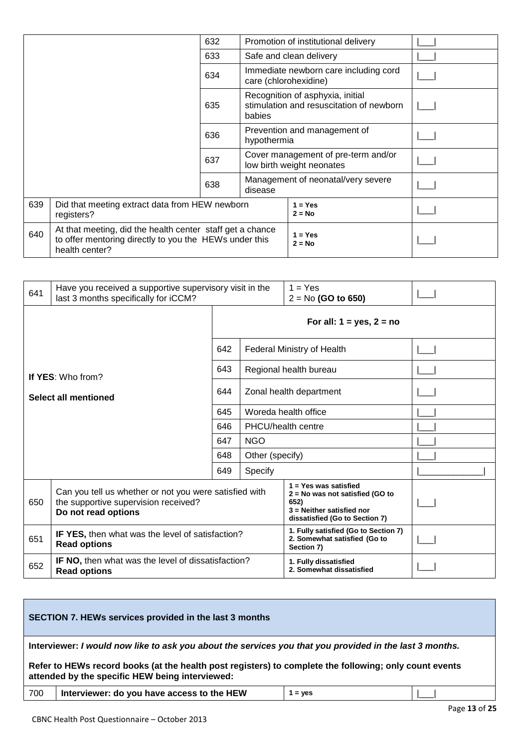| | | | | |
|---|---|---|---|---|
| | | 632 | Promotion of institutional delivery | \|___\| |
| | | 633 | Safe and clean delivery | \|___\| |
| | | 634 | Immediate newborn care including cord care (chlorohexidine) | \|___\| |
| | | 635 | Recognition of asphyxia, initial stimulation and resuscitation of newborn babies | \|___\| |
| | | 636 | Prevention and management of hypothermia | \|___\| |
| | | 637 | Cover management of pre-term and/or low birth weight neonates | \|___\| |
| | | 638 | Management of neonatal/very severe disease | \|___\| |
| 639 | Did that meeting extract data from HEW newborn registers? | | **1 = Yes**<br>**2 = No** | \|___\| |
| 640 | At that meeting, did the health center staff get a chance to offer mentoring directly to you the HEWs under this health center? | | **1 = Yes**<br>**2 = No** | \|___\| |

| | | | | | |
|---|---|---|---|---|---|
| 641 | Have you received a supportive supervisory visit in the last 3 months specifically for iCCM? | | | 1 = Yes<br>2 = No **(GO to 650)** | \|___\| |
| | **If YES**: Who from?<br><br>**Select all mentioned** | **For all: 1 = yes, 2 = no** | | | |
| | | 642 | Federal Ministry of Health | | \|___\| |
| | | 643 | Regional health bureau | | \|___\| |
| | | 644 | Zonal health department | | \|___\| |
| | | 645 | Woreda health office | | \|___\| |
| | | 646 | PHCU/health centre | | \|___\| |
| | | 647 | NGO | | \|___\| |
| | | 648 | Other (specify) | | \|___\| |
| | | 649 | Specify | | \|_____________\| |
| 650 | Can you tell us whether or not you were satisfied with the supportive supervision received?<br>**Do not read options** | | | **1 = Yes was satisfied**<br>**2 = No was not satisfied (GO to 652)**<br>**3 = Neither satisfied nor dissatisfied (Go to Section 7)** | \|___\| |
| 651 | **IF YES,** then what was the level of satisfaction?<br>**Read options** | | | **1. Fully satisfied (Go to Section 7)**<br>**2. Somewhat satisfied (Go to Section 7)** | \|___\| |
| 652 | **IF NO,** then what was the level of dissatisfaction?<br>**Read options** | | | **1. Fully dissatisfied**<br>**2. Somewhat dissatisfied** | \|___\| |

## SECTION 7. HEWs services provided in the last 3 months

**Interviewer:** ***I would now like to ask you about the services you that you provided in the last 3 months.***

**Refer to HEWs record books (at the health post registers) to complete the following; only count events attended by the specific HEW being interviewed:**

| | | | |
|---|---|---|---|
| 700 | **Interviewer: do you have access to the HEW** | **1 = yes** | \|___\| |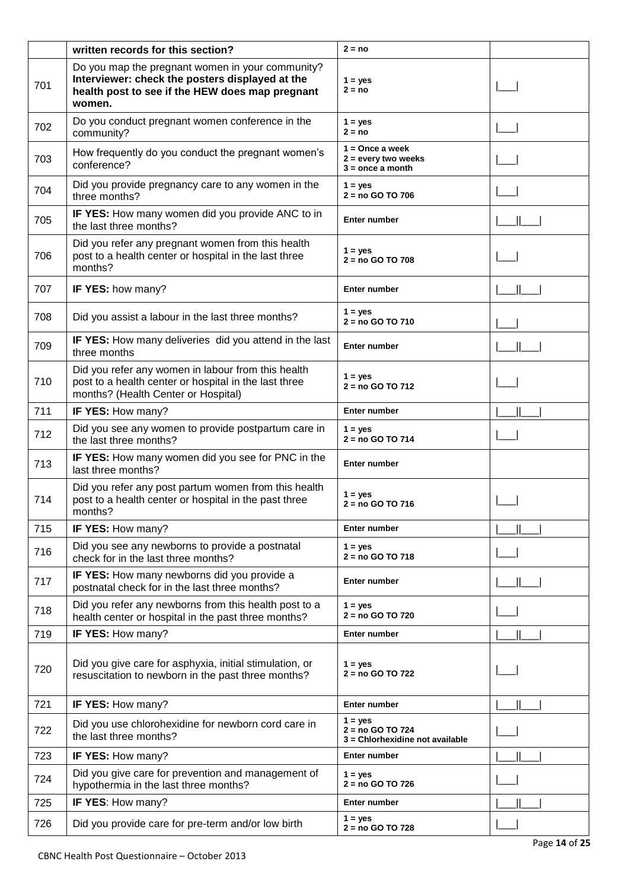| | written records for this section? | 2 = no | |
|---|---|---|---|
| 701 | Do you map the pregnant women in your community? **Interviewer: check the posters displayed at the health post to see if the HEW does map pregnant women.** | **1 = yes** **2 = no** | \|___\| |
| 702 | Do you conduct pregnant women conference in the community? | **1 = yes** **2 = no** | \|___\| |
| 703 | How frequently do you conduct the pregnant women's conference? | **1 = Once a week** **2 = every two weeks** **3 = once a month** | \|___\| |
| 704 | Did you provide pregnancy care to any women in the three months? | **1 = yes** **2 = no GO TO 706** | \|___\| |
| 705 | **IF YES:** How many women did you provide ANC to in the last three months? | **Enter number** | \|___\|\|___\| |
| 706 | Did you refer any pregnant women from this health post to a health center or hospital in the last three months? | **1 = yes** **2 = no GO TO 708** | \|___\| |
| 707 | **IF YES:** how many? | **Enter number** | \|___\|\|___\| |
| 708 | Did you assist a labour in the last three months? | **1 = yes** **2 = no GO TO 710** | \|___\| |
| 709 | **IF YES:** How many deliveries did you attend in the last three months | **Enter number** | \|___\|\|___\| |
| 710 | Did you refer any women in labour from this health post to a health center or hospital in the last three months? (Health Center or Hospital) | **1 = yes** **2 = no GO TO 712** | \|___\| |
| 711 | **IF YES:** How many? | **Enter number** | \|___\|\|___\| |
| 712 | Did you see any women to provide postpartum care in the last three months? | **1 = yes** **2 = no GO TO 714** | \|___\| |
| 713 | **IF YES:** How many women did you see for PNC in the last three months? | **Enter number** | |
| 714 | Did you refer any post partum women from this health post to a health center or hospital in the past three months? | **1 = yes** **2 = no GO TO 716** | \|___\| |
| 715 | **IF YES:** How many? | **Enter number** | \|___\|\|___\| |
| 716 | Did you see any newborns to provide a postnatal check for in the last three months? | **1 = yes** **2 = no GO TO 718** | \|___\| |
| 717 | **IF YES:** How many newborns did you provide a postnatal check for in the last three months? | **Enter number** | \|___\|\|___\| |
| 718 | Did you refer any newborns from this health post to a health center or hospital in the past three months? | **1 = yes** **2 = no GO TO 720** | \|___\| |
| 719 | **IF YES:** How many? | **Enter number** | \|___\|\|___\| |
| 720 | Did you give care for asphyxia, initial stimulation, or resuscitation to newborn in the past three months? | **1 = yes** **2 = no GO TO 722** | \|___\| |
| 721 | **IF YES:** How many? | **Enter number** | \|___\|\|___\| |
| 722 | Did you use chlorohexidine for newborn cord care in the last three months? | **1 = yes** **2 = no GO TO 724** **3 = Chlorhexidine not available** | \|___\| |
| 723 | **IF YES:** How many? | **Enter number** | \|___\|\|___\| |
| 724 | Did you give care for prevention and management of hypothermia in the last three months? | **1 = yes** **2 = no GO TO 726** | \|___\| |
| 725 | **IF YES**: How many? | **Enter number** | \|___\|\|___\| |
| 726 | Did you provide care for pre-term and/or low birth | **1 = yes** **2 = no GO TO 728** | \|___\| |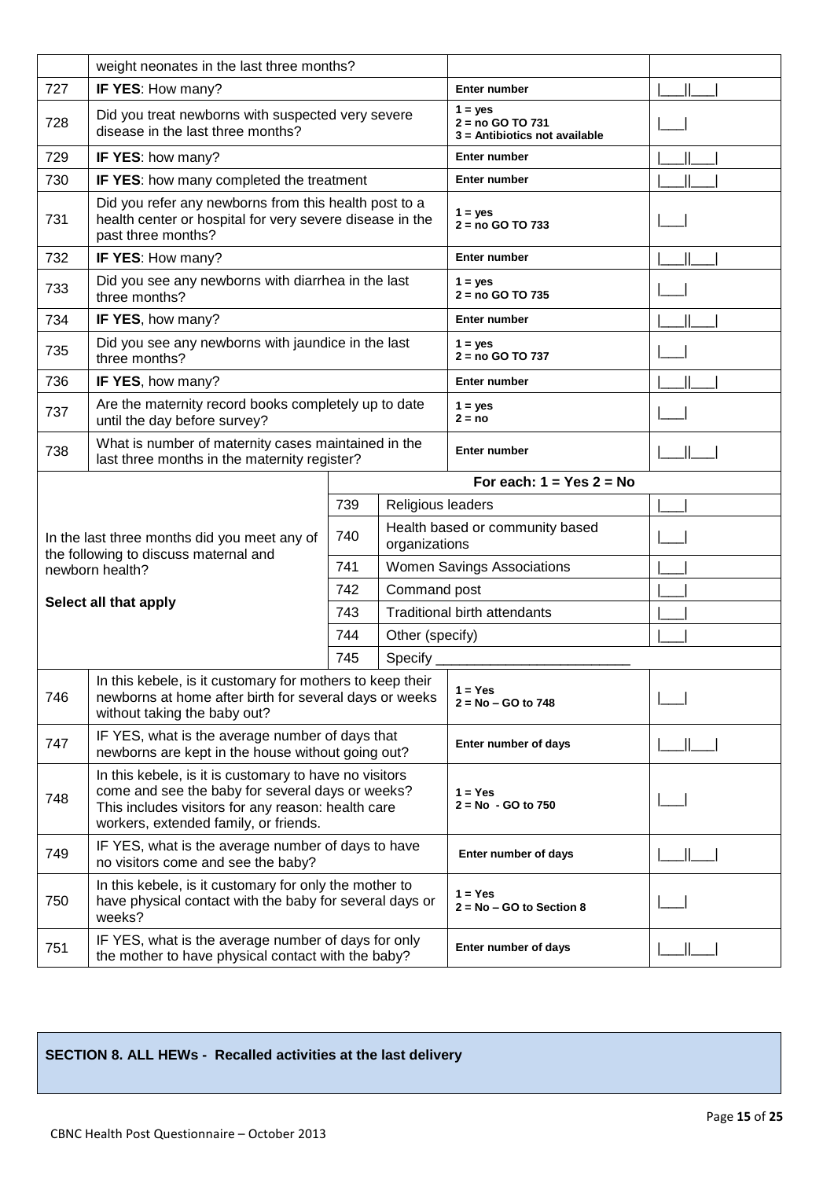| | | | |
|---|---|---|---|
| | weight neonates in the last three months? | | |
| 727 | **IF YES**: How many? | **Enter number** | \|___\|\|___\| |
| 728 | Did you treat newborns with suspected very severe disease in the last three months? | **1 = yes**<br>**2 = no GO TO 731**<br>**3 = Antibiotics not available** | \|___\| |
| 729 | **IF YES**: how many? | **Enter number** | \|___\|\|___\| |
| 730 | **IF YES**: how many completed the treatment | **Enter number** | \|___\|\|___\| |
| 731 | Did you refer any newborns from this health post to a health center or hospital for very severe disease in the past three months? | **1 = yes**<br>**2 = no GO TO 733** | \|___\| |
| 732 | **IF YES**: How many? | **Enter number** | \|___\|\|___\| |
| 733 | Did you see any newborns with diarrhea in the last three months? | **1 = yes**<br>**2 = no GO TO 735** | \|___\| |
| 734 | **IF YES**, how many? | **Enter number** | \|___\|\|___\| |
| 735 | Did you see any newborns with jaundice in the last three months? | **1 = yes**<br>**2 = no GO TO 737** | \|___\| |
| 736 | **IF YES**, how many? | **Enter number** | \|___\|\|___\| |
| 737 | Are the maternity record books completely up to date until the day before survey? | **1 = yes**<br>**2 = no** | \|___\| |
| 738 | What is number of maternity cases maintained in the last three months in the maternity register? | **Enter number** | \|___\|\|___\| |

| In the last three months did you meet any of the following to discuss maternal and newborn health? **Select all that apply** | | **For each: 1 = Yes 2 = No** | |
|---|---|---|---|
| | 739 | Religious leaders | \|___\| |
| | 740 | Health based or community based organizations | \|___\| |
| | 741 | Women Savings Associations | \|___\| |
| | 742 | Command post | \|___\| |
| | 743 | Traditional birth attendants | \|___\| |
| | 744 | Other (specify) | \|___\| |
| | 745 | Specify ___________________________ | |

| | | | |
|---|---|---|---|
| 746 | In this kebele, is it customary for mothers to keep their newborns at home after birth for several days or weeks without taking the baby out? | **1 = Yes**<br>**2 = No – GO to 748** | \|___\| |
| 747 | IF YES, what is the average number of days that newborns are kept in the house without going out? | **Enter number of days** | \|___\|\|___\| |
| 748 | In this kebele, is it customary to have no visitors come and see the baby for several days or weeks? This includes visitors for any reason: health care workers, extended family, or friends. | **1 = Yes**<br>**2 = No - GO to 750** | \|___\| |
| 749 | IF YES, what is the average number of days to have no visitors come and see the baby? | **Enter number of days** | \|___\|\|___\| |
| 750 | In this kebele, is it customary for only the mother to have physical contact with the baby for several days or weeks? | **1 = Yes**<br>**2 = No – GO to Section 8** | \|___\| |
| 751 | IF YES, what is the average number of days for only the mother to have physical contact with the baby? | **Enter number of days** | \|___\|\|___\| |

## SECTION 8. ALL HEWs - Recalled activities at the last delivery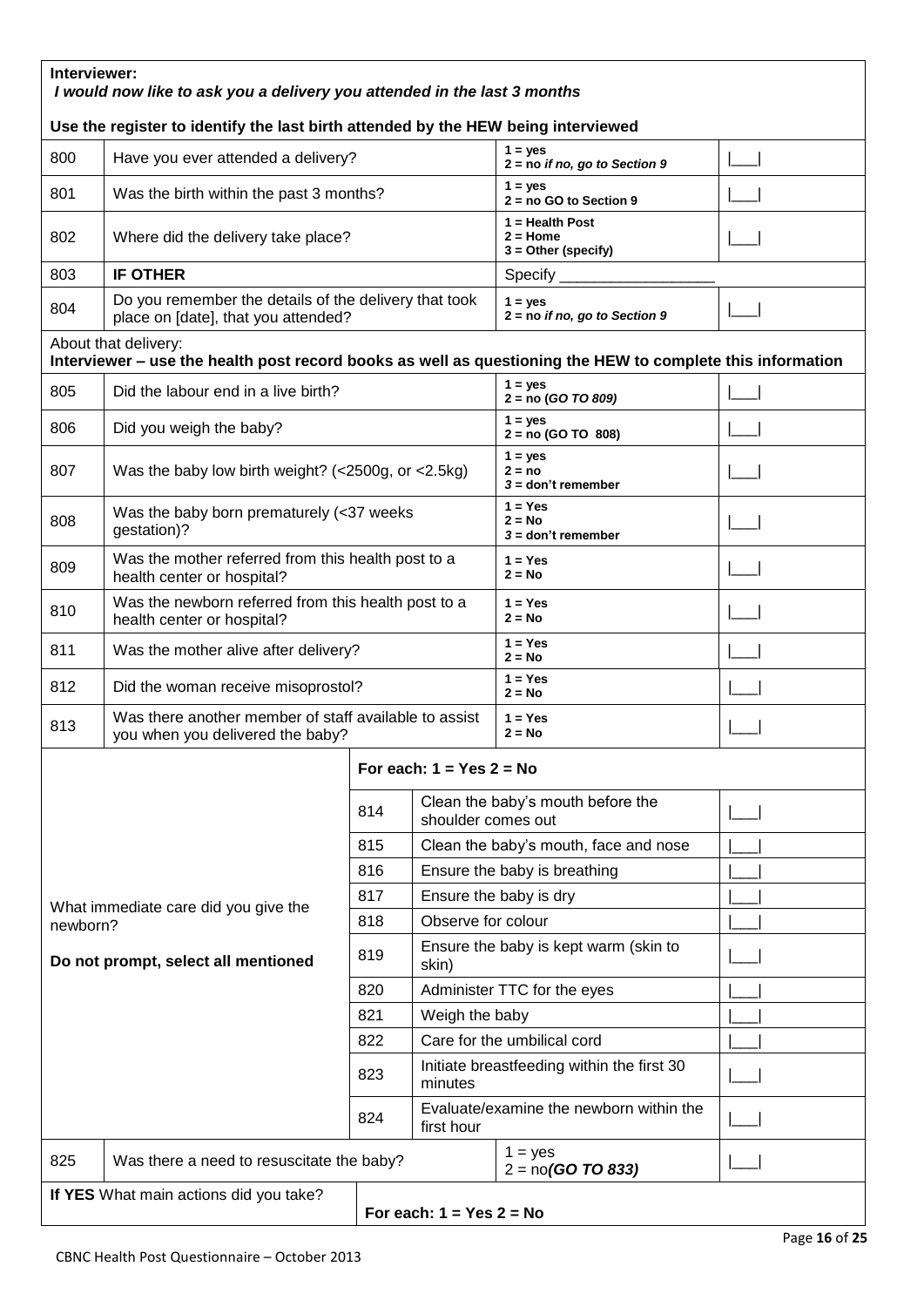**Interviewer:**
***I would now like to ask you a delivery you attended in the last 3 months***

**Use the register to identify the last birth attended by the HEW being interviewed**

| | | | |
|---|---|---|---|
| 800 | Have you ever attended a delivery? | **1 = yes**<br>**2 = no *if no, go to Section 9*** | \|___\| |
| 801 | Was the birth within the past 3 months? | **1 = yes**<br>**2 = no GO to Section 9** | \|___\| |
| 802 | Where did the delivery take place? | **1 = Health Post**<br>**2 = Home**<br>**3 = Other (specify)** | \|___\| |
| 803 | **IF OTHER** | Specify ___________________ | |
| 804 | Do you remember the details of the delivery that took place on [date], that you attended? | **1 = yes**<br>**2 = no *if no, go to Section 9*** | \|___\| |

About that delivery:
**Interviewer – use the health post record books as well as questioning the HEW to complete this information**

| | | | |
|---|---|---|---|
| 805 | Did the labour end in a live birth? | **1 = yes**<br>**2 = no (*GO TO 809)*** | \|___\| |
| 806 | Did you weigh the baby? | **1 = yes**<br>**2 = no (GO TO 808)** | \|___\| |
| 807 | Was the baby low birth weight? (<2500g, or <2.5kg) | **1 = yes**<br>**2 = no**<br>***3* = don't remember** | \|___\| |
| 808 | Was the baby born prematurely (<37 weeks gestation)? | **1 = Yes**<br>**2 = No**<br>***3* = don't remember** | \|___\| |
| 809 | Was the mother referred from this health post to a health center or hospital? | **1 = Yes**<br>**2 = No** | \|___\| |
| 810 | Was the newborn referred from this health post to a health center or hospital? | **1 = Yes**<br>**2 = No** | \|___\| |
| 811 | Was the mother alive after delivery? | **1 = Yes**<br>**2 = No** | \|___\| |
| 812 | Did the woman receive misoprostol? | **1 = Yes**<br>**2 = No** | \|___\| |
| 813 | Was there another member of staff available to assist you when you delivered the baby? | **1 = Yes**<br>**2 = No** | \|___\| |

| What immediate care did you give the newborn?<br><br>**Do not prompt, select all mentioned** | **For each: 1 = Yes 2 = No** | | |
|---|---|---|---|
| | 814 | Clean the baby's mouth before the shoulder comes out | \|___\| |
| | 815 | Clean the baby's mouth, face and nose | \|___\| |
| | 816 | Ensure the baby is breathing | \|___\| |
| | 817 | Ensure the baby is dry | \|___\| |
| | 818 | Observe for colour | \|___\| |
| | 819 | Ensure the baby is kept warm (skin to skin) | \|___\| |
| | 820 | Administer TTC for the eyes | \|___\| |
| | 821 | Weigh the baby | \|___\| |
| | 822 | Care for the umbilical cord | \|___\| |
| | 823 | Initiate breastfeeding within the first 30 minutes | \|___\| |
| | 824 | Evaluate/examine the newborn within the first hour | \|___\| |

| | | | |
|---|---|---|---|
| 825 | Was there a need to resuscitate the baby? | 1 = yes<br>2 = no***(GO TO 833)*** | \|___\| |

| | |
|---|---|
| **If YES** What main actions did you take? | **For each: 1 = Yes 2 = No** |

CBNC Health Post Questionnaire – October 2013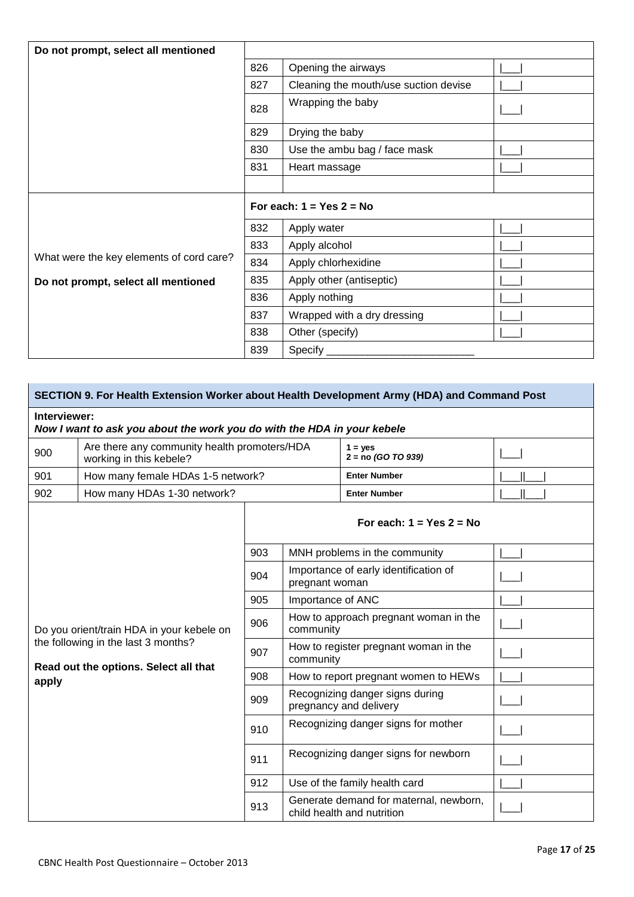| Do not prompt, select all mentioned | | | |
|---|---|---|---|
| | 826 | Opening the airways | \|___\| |
| | 827 | Cleaning the mouth/use suction devise | \|___\| |
| | 828 | Wrapping the baby | \|___\| |
| | 829 | Drying the baby | |
| | 830 | Use the ambu bag / face mask | \|___\| |
| | 831 | Heart massage | \|___\| |
| | | | |
| What were the key elements of cord care? **Do not prompt, select all mentioned** | **For each: 1 = Yes 2 = No** | | |
| | 832 | Apply water | \|___\| |
| | 833 | Apply alcohol | \|___\| |
| | 834 | Apply chlorhexidine | \|___\| |
| | 835 | Apply other (antiseptic) | \|___\| |
| | 836 | Apply nothing | \|___\| |
| | 837 | Wrapped with a dry dressing | \|___\| |
| | 838 | Other (specify) | \|___\| |
| | 839 | Specify ________________________ | |

## SECTION 9. For Health Extension Worker about Health Development Army (HDA) and Command Post

**Interviewer:**
***Now I want to ask you about the work you do with the HDA in your kebele***

| | | | |
|---|---|---|---|
| 900 | Are there any community health promoters/HDA working in this kebele? | **1 = yes 2 = no *(GO TO 939)*** | \|___\| |
| 901 | How many female HDAs 1-5 network? | **Enter Number** | \|___\|\|___\| |
| 902 | How many HDAs 1-30 network? | **Enter Number** | \|___\|\|___\| |

| Do you orient/train HDA in your kebele on the following in the last 3 months? **Read out the options. Select all that apply** | **For each: 1 = Yes 2 = No** | | |
|---|---|---|---|
| | 903 | MNH problems in the community | \|___\| |
| | 904 | Importance of early identification of pregnant woman | \|___\| |
| | 905 | Importance of ANC | \|___\| |
| | 906 | How to approach pregnant woman in the community | \|___\| |
| | 907 | How to register pregnant woman in the community | \|___\| |
| | 908 | How to report pregnant women to HEWs | \|___\| |
| | 909 | Recognizing danger signs during pregnancy and delivery | \|___\| |
| | 910 | Recognizing danger signs for mother | \|___\| |
| | 911 | Recognizing danger signs for newborn | \|___\| |
| | 912 | Use of the family health card | \|___\| |
| | 913 | Generate demand for maternal, newborn, child health and nutrition | \|___\| |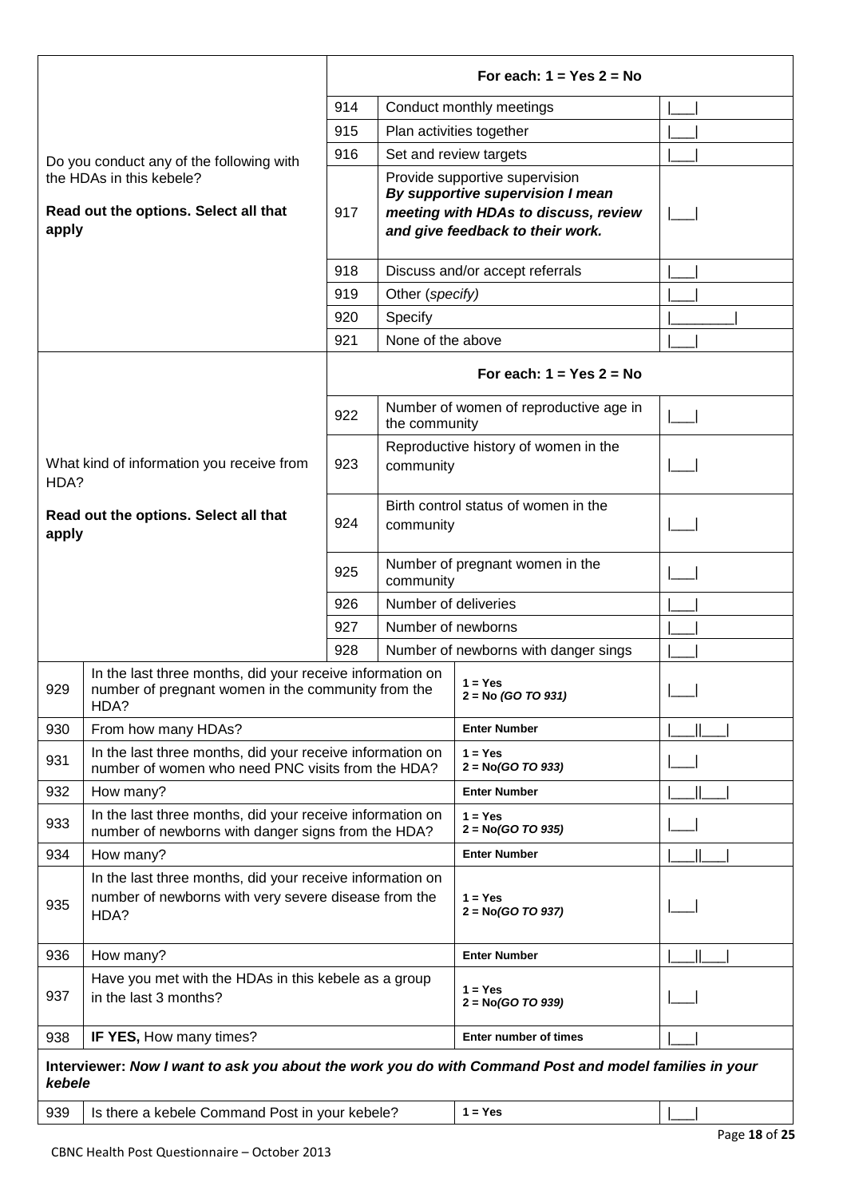| Question | No. | Option | Response |
|---|---|---|---|
| Do you conduct any of the following with the HDAs in this kebele?<br><br>**Read out the options. Select all that apply** | | **For each: 1 = Yes 2 = No** | |
| | 914 | Conduct monthly meetings | \|___\| |
| | 915 | Plan activities together | \|___\| |
| | 916 | Set and review targets | \|___\| |
| | 917 | Provide supportive supervision ***By supportive supervision I mean meeting with HDAs to discuss, review and give feedback to their work.*** | \|___\| |
| | 918 | Discuss and/or accept referrals | \|___\| |
| | 919 | Other (*specify)* | \|___\| |
| | 920 | Specify | \|________\| |
| | 921 | None of the above | \|___\| |
| What kind of information you receive from HDA?<br><br>**Read out the options. Select all that apply** | | **For each: 1 = Yes 2 = No** | |
| | 922 | Number of women of reproductive age in the community | \|___\| |
| | 923 | Reproductive history of women in the community | \|___\| |
| | 924 | Birth control status of women in the community | \|___\| |
| | 925 | Number of pregnant women in the community | \|___\| |
| | 926 | Number of deliveries | \|___\| |
| | 927 | Number of newborns | \|___\| |
| | 928 | Number of newborns with danger sings | \|___\| |

| No. | Question | Coding | Response |
|---|---|---|---|
| 929 | In the last three months, did your receive information on number of pregnant women in the community from the HDA? | **1 = Yes**<br>**2 = No *(GO TO 931)*** | \|___\| |
| 930 | From how many HDAs? | **Enter Number** | \|___\|\|___\| |
| 931 | In the last three months, did your receive information on number of women who need PNC visits from the HDA? | **1 = Yes**<br>**2 = No*(GO TO 933)*** | \|___\| |
| 932 | How many? | **Enter Number** | \|___\|\|___\| |
| 933 | In the last three months, did your receive information on number of newborns with danger signs from the HDA? | **1 = Yes**<br>**2 = No*(GO TO 935)*** | \|___\| |
| 934 | How many? | **Enter Number** | \|___\|\|___\| |
| 935 | In the last three months, did your receive information on number of newborns with very severe disease from the HDA? | **1 = Yes**<br>**2 = No*(GO TO 937)*** | \|___\| |
| 936 | How many? | **Enter Number** | \|___\|\|___\| |
| 937 | Have you met with the HDAs in this kebele as a group in the last 3 months? | **1 = Yes**<br>**2 = No*(GO TO 939)*** | \|___\| |
| 938 | **IF YES,** How many times? | **Enter number of times** | \|___\| |

**Interviewer: *Now I want to ask you about the work you do with Command Post and model families in your kebele***

| No. | Question | Coding | Response |
|---|---|---|---|
| 939 | Is there a kebele Command Post in your kebele? | **1 = Yes** | \|___\| |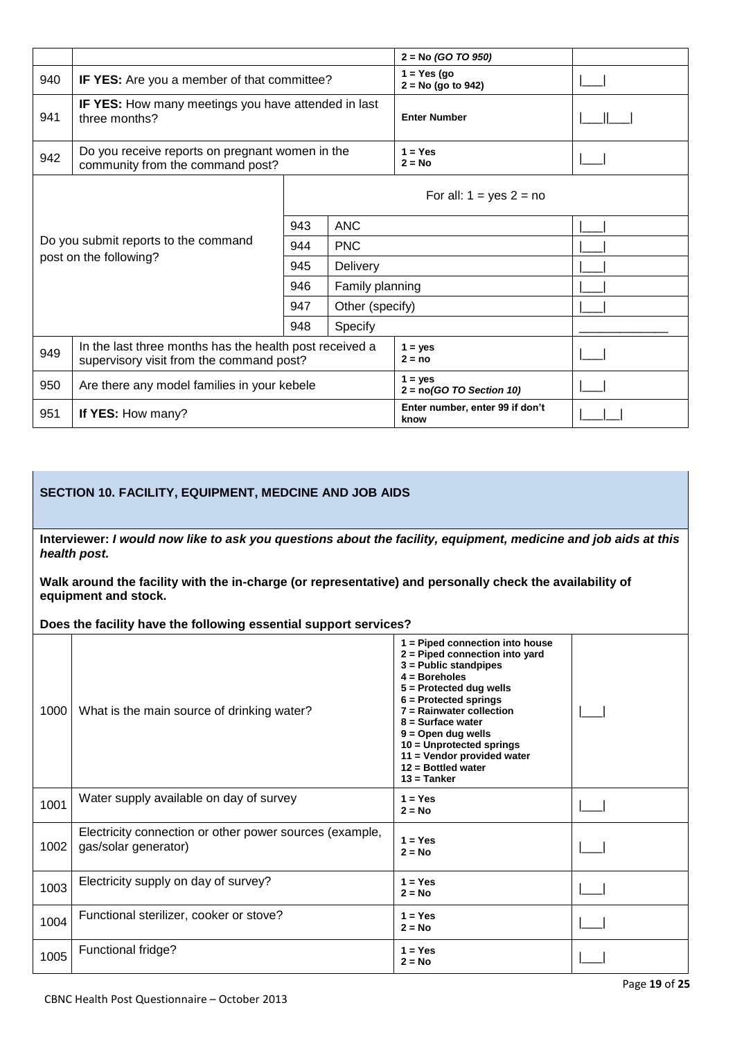| | | | |
|---|---|---|---|
| | | **2 = No *(GO TO 950)*** | |
| 940 | **IF YES:** Are you a member of that committee? | **1 = Yes (go<br>2 = No (go to 942)** | \|___\| |
| 941 | **IF YES:** How many meetings you have attended in last three months? | **Enter Number** | \|___\|\|___\| |
| 942 | Do you receive reports on pregnant women in the community from the command post? | **1 = Yes<br>2 = No** | \|___\| |

| Do you submit reports to the command post on the following? | | For all: 1 = yes 2 = no | |
|---|---|---|---|
| | 943 | ANC | \|___\| |
| | 944 | PNC | \|___\| |
| | 945 | Delivery | \|___\| |
| | 946 | Family planning | \|___\| |
| | 947 | Other (specify) | \|___\| |
| | 948 | Specify | _____________ |

| | | | |
|---|---|---|---|
| 949 | In the last three months has the health post received a supervisory visit from the command post? | **1 = yes<br>2 = no** | \|___\| |
| 950 | Are there any model families in your kebele | **1 = yes<br>2 = no*(GO TO Section 10)*** | \|___\| |
| 951 | **If YES:** How many? | **Enter number, enter 99 if don't know** | \|___\|___\| |

## SECTION 10. FACILITY, EQUIPMENT, MEDCINE AND JOB AIDS

**Interviewer:** ***I would now like to ask you questions about the facility, equipment, medicine and job aids at this health post.***

**Walk around the facility with the in-charge (or representative) and personally check the availability of equipment and stock.**

**Does the facility have the following essential support services?**

| | | | |
|---|---|---|---|
| 1000 | What is the main source of drinking water? | **1 = Piped connection into house<br>2 = Piped connection into yard<br>3 = Public standpipes<br>4 = Boreholes<br>5 = Protected dug wells<br>6 = Protected springs<br>7 = Rainwater collection<br>8 = Surface water<br>9 = Open dug wells<br>10 = Unprotected springs<br>11 = Vendor provided water<br>12 = Bottled water<br>13 = Tanker** | \|___\| |
| 1001 | Water supply available on day of survey | **1 = Yes<br>2 = No** | \|___\| |
| 1002 | Electricity connection or other power sources (example, gas/solar generator) | **1 = Yes<br>2 = No** | \|___\| |
| 1003 | Electricity supply on day of survey? | **1 = Yes<br>2 = No** | \|___\| |
| 1004 | Functional sterilizer, cooker or stove? | **1 = Yes<br>2 = No** | \|___\| |
| 1005 | Functional fridge? | **1 = Yes<br>2 = No** | \|___\| |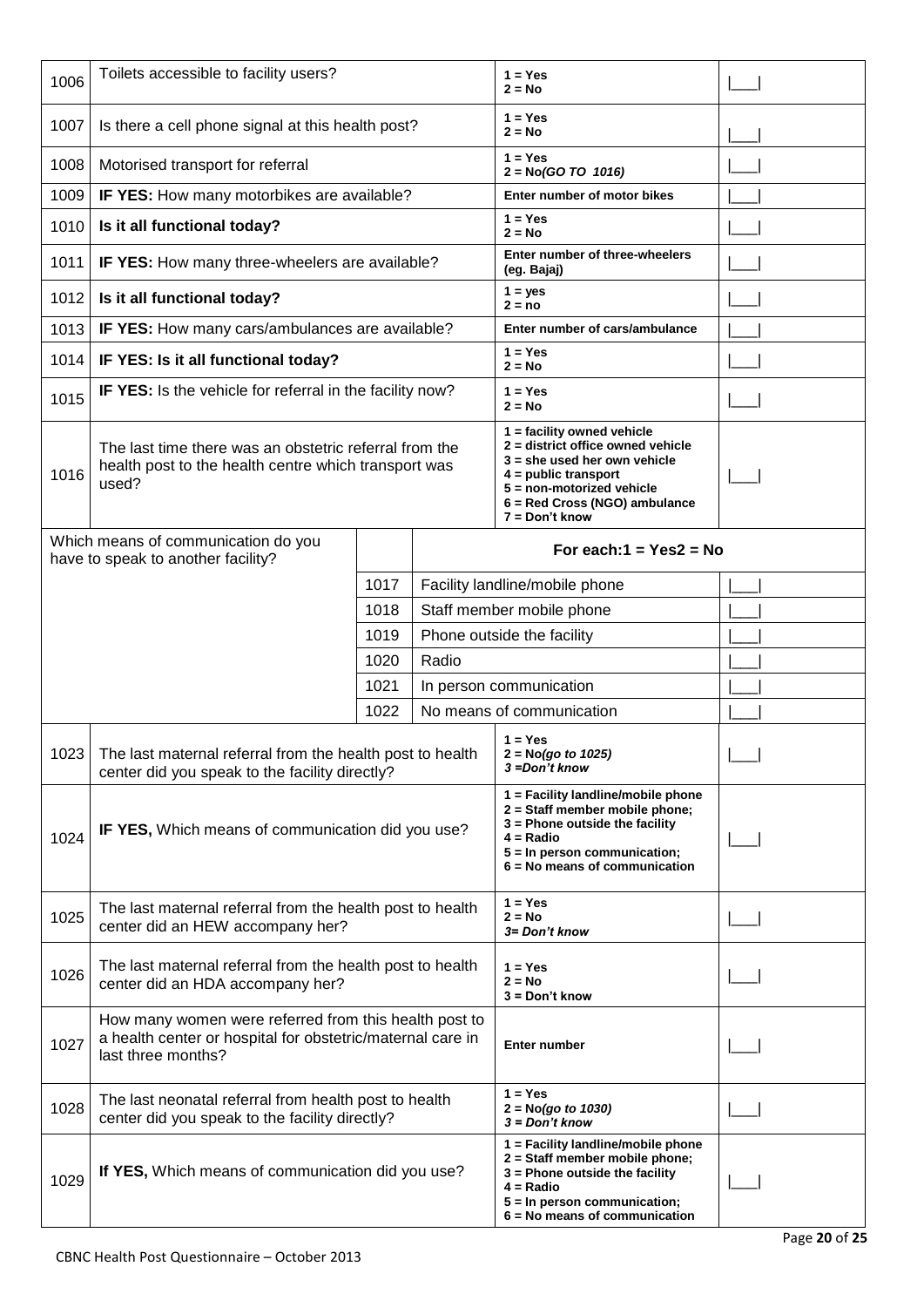| | | | |
|---|---|---|---|
| 1006 | Toilets accessible to facility users? | **1 = Yes**<br>**2 = No** | \|___\| |
| 1007 | Is there a cell phone signal at this health post? | **1 = Yes**<br>**2 = No** | \|___\| |
| 1008 | Motorised transport for referral | **1 = Yes**<br>**2 = No*(GO TO 1016)*** | \|___\| |
| 1009 | **IF YES:** How many motorbikes are available? | **Enter number of motor bikes** | \|___\| |
| 1010 | **Is it all functional today?** | **1 = Yes**<br>**2 = No** | \|___\| |
| 1011 | **IF YES:** How many three-wheelers are available? | **Enter number of three-wheelers (eg. Bajaj)** | \|___\| |
| 1012 | **Is it all functional today?** | **1 = yes**<br>**2 = no** | \|___\| |
| 1013 | **IF YES:** How many cars/ambulances are available? | **Enter number of cars/ambulance** | \|___\| |
| 1014 | **IF YES: Is it all functional today?** | **1 = Yes**<br>**2 = No** | \|___\| |
| 1015 | **IF YES:** Is the vehicle for referral in the facility now? | **1 = Yes**<br>**2 = No** | \|___\| |
| 1016 | The last time there was an obstetric referral from the health post to the health centre which transport was used? | **1 = facility owned vehicle**<br>**2 = district office owned vehicle**<br>**3 = she used her own vehicle**<br>**4 = public transport**<br>**5 = non-motorized vehicle**<br>**6 = Red Cross (NGO) ambulance**<br>**7 = Don't know** | \|___\| |

| Which means of communication do you have to speak to another facility? | | **For each:1 = Yes2 = No** | |
|---|---|---|---|
| | 1017 | Facility landline/mobile phone | \|___\| |
| | 1018 | Staff member mobile phone | \|___\| |
| | 1019 | Phone outside the facility | \|___\| |
| | 1020 | Radio | \|___\| |
| | 1021 | In person communication | \|___\| |
| | 1022 | No means of communication | \|___\| |

| | | | |
|---|---|---|---|
| 1023 | The last maternal referral from the health post to health center did you speak to the facility directly? | **1 = Yes**<br>**2 = No*(go to 1025)***<br>***3 =Don't know*** | \|___\| |
| 1024 | **IF YES,** Which means of communication did you use? | **1 = Facility landline/mobile phone**<br>**2 = Staff member mobile phone;**<br>**3 = Phone outside the facility**<br>**4 = Radio**<br>**5 = In person communication;**<br>**6 = No means of communication** | \|___\| |
| 1025 | The last maternal referral from the health post to health center did an HEW accompany her? | **1 = Yes**<br>**2 = No**<br>***3= Don't know*** | \|___\| |
| 1026 | The last maternal referral from the health post to health center did an HDA accompany her? | **1 = Yes**<br>**2 = No**<br>**3 = Don't know** | \|___\| |
| 1027 | How many women were referred from this health post to a health center or hospital for obstetric/maternal care in last three months? | **Enter number** | \|___\| |
| 1028 | The last neonatal referral from health post to health center did you speak to the facility directly? | **1 = Yes**<br>**2 = No*(go to 1030)***<br>***3 = Don't know*** | \|___\| |
| 1029 | **If YES,** Which means of communication did you use? | **1 = Facility landline/mobile phone**<br>**2 = Staff member mobile phone;**<br>**3 = Phone outside the facility**<br>**4 = Radio**<br>**5 = In person communication;**<br>**6 = No means of communication** | \|___\| |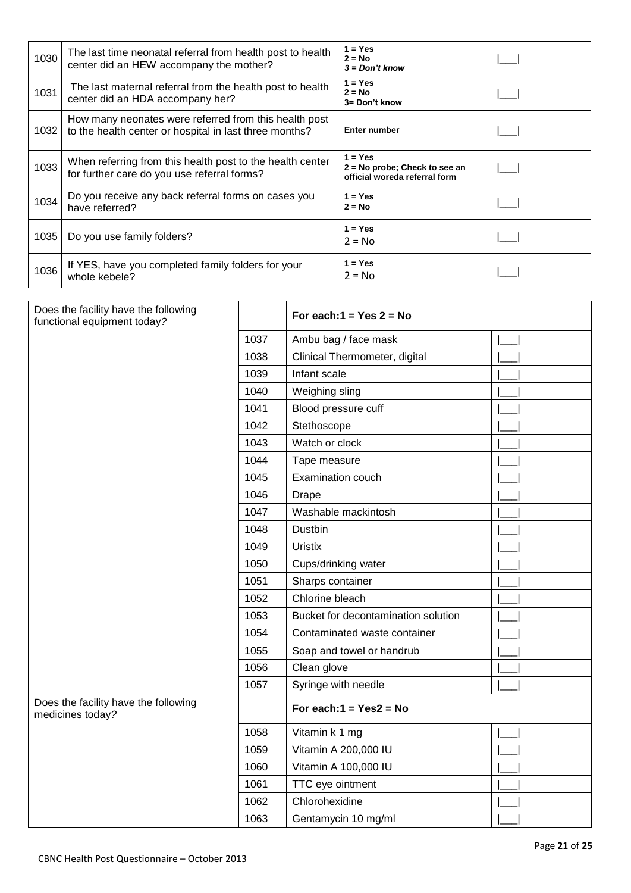| | | | |
|---|---|---|---|
| 1030 | The last time neonatal referral from health post to health center did an HEW accompany the mother? | **1 = Yes**<br>**2 = No**<br>***3 = Don't know*** | \|___\| |
| 1031 | The last maternal referral from the health post to health center did an HDA accompany her? | **1 = Yes**<br>**2 = No**<br>**3= Don't know** | \|___\| |
| 1032 | How many neonates were referred from this health post to the health center or hospital in last three months? | **Enter number** | \|___\| |
| 1033 | When referring from this health post to the health center for further care do you use referral forms? | **1 = Yes**<br>**2 = No probe; Check to see an official woreda referral form** | \|___\| |
| 1034 | Do you receive any back referral forms on cases you have referred? | **1 = Yes**<br>**2 = No** | \|___\| |
| 1035 | Do you use family folders? | **1 = Yes**<br>2 = No | \|___\| |
| 1036 | If YES, have you completed family folders for your whole kebele? | **1 = Yes**<br>2 = No | \|___\| |

| Does the facility have the following functional equipment today? | | **For each:1 = Yes 2 = No** | |
|---|---|---|---|
| | 1037 | Ambu bag / face mask | \|___\| |
| | 1038 | Clinical Thermometer, digital | \|___\| |
| | 1039 | Infant scale | \|___\| |
| | 1040 | Weighing sling | \|___\| |
| | 1041 | Blood pressure cuff | \|___\| |
| | 1042 | Stethoscope | \|___\| |
| | 1043 | Watch or clock | \|___\| |
| | 1044 | Tape measure | \|___\| |
| | 1045 | Examination couch | \|___\| |
| | 1046 | Drape | \|___\| |
| | 1047 | Washable mackintosh | \|___\| |
| | 1048 | Dustbin | \|___\| |
| | 1049 | Uristix | \|___\| |
| | 1050 | Cups/drinking water | \|___\| |
| | 1051 | Sharps container | \|___\| |
| | 1052 | Chlorine bleach | \|___\| |
| | 1053 | Bucket for decontamination solution | \|___\| |
| | 1054 | Contaminated waste container | \|___\| |
| | 1055 | Soap and towel or handrub | \|___\| |
| | 1056 | Clean glove | \|___\| |
| | 1057 | Syringe with needle | \|___\| |
| Does the facility have the following medicines today? | | **For each:1 = Yes2 = No** | |
| | 1058 | Vitamin k 1 mg | \|___\| |
| | 1059 | Vitamin A 200,000 IU | \|___\| |
| | 1060 | Vitamin A 100,000 IU | \|___\| |
| | 1061 | TTC eye ointment | \|___\| |
| | 1062 | Chlorohexidine | \|___\| |
| | 1063 | Gentamycin 10 mg/ml | \|___\| |

CBNC Health Post Questionnaire – October 2013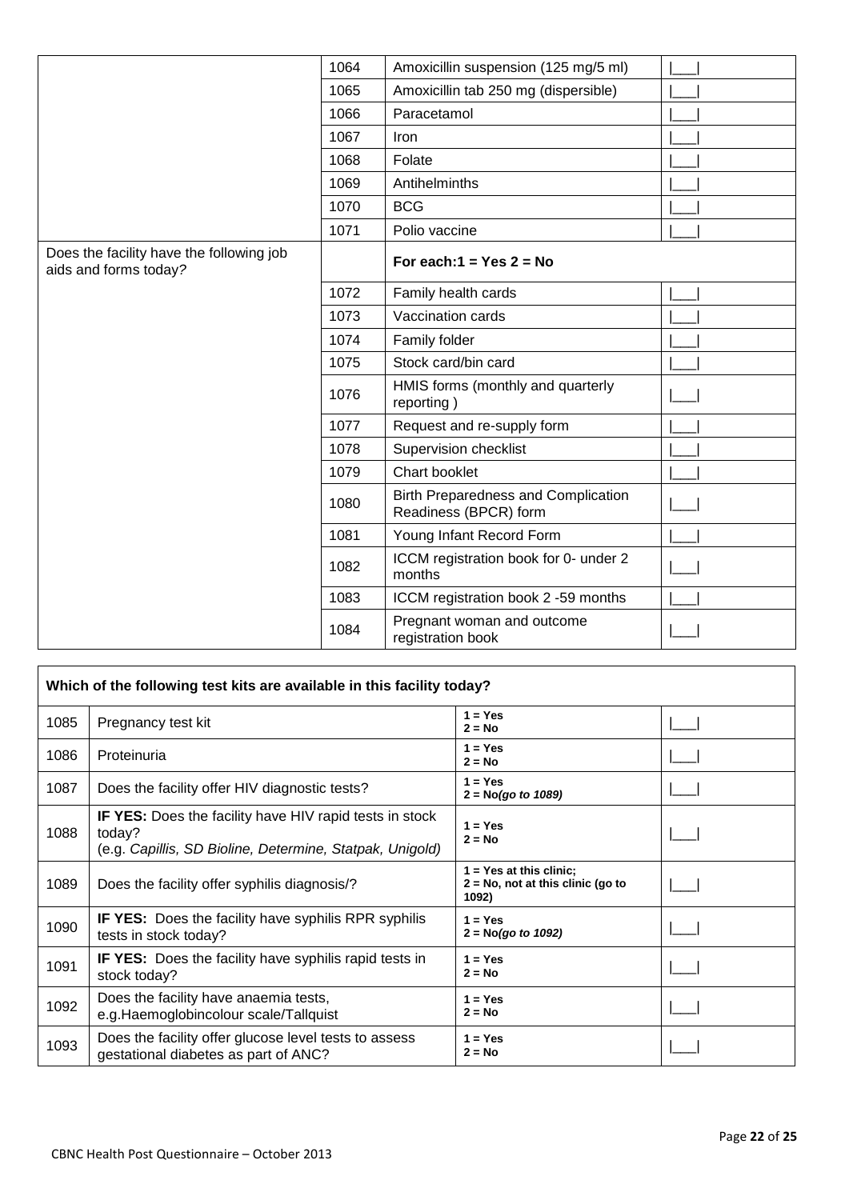| | | | |
|---|---|---|---|
| | 1064 | Amoxicillin suspension (125 mg/5 ml) | \|___\| |
| | 1065 | Amoxicillin tab 250 mg (dispersible) | \|___\| |
| | 1066 | Paracetamol | \|___\| |
| | 1067 | Iron | \|___\| |
| | 1068 | Folate | \|___\| |
| | 1069 | Antihelminths | \|___\| |
| | 1070 | BCG | \|___\| |
| | 1071 | Polio vaccine | \|___\| |
| Does the facility have the following job aids and forms today? | | **For each:1 = Yes 2 = No** | |
| | 1072 | Family health cards | \|___\| |
| | 1073 | Vaccination cards | \|___\| |
| | 1074 | Family folder | \|___\| |
| | 1075 | Stock card/bin card | \|___\| |
| | 1076 | HMIS forms (monthly and quarterly reporting ) | \|___\| |
| | 1077 | Request and re-supply form | \|___\| |
| | 1078 | Supervision checklist | \|___\| |
| | 1079 | Chart booklet | \|___\| |
| | 1080 | Birth Preparedness and Complication Readiness (BPCR) form | \|___\| |
| | 1081 | Young Infant Record Form | \|___\| |
| | 1082 | ICCM registration book for 0- under 2 months | \|___\| |
| | 1083 | ICCM registration book 2 -59 months | \|___\| |
| | 1084 | Pregnant woman and outcome registration book | \|___\| |

| **Which of the following test kits are available in this facility today?** | | | |
|---|---|---|---|
| 1085 | Pregnancy test kit | **1 = Yes** **2 = No** | \|___\| |
| 1086 | Proteinuria | **1 = Yes** **2 = No** | \|___\| |
| 1087 | Does the facility offer HIV diagnostic tests? | **1 = Yes** **2 = No*(go to 1089)*** | \|___\| |
| 1088 | **IF YES:** Does the facility have HIV rapid tests in stock today? (e.g. *Capillis, SD Bioline, Determine, Statpak, Unigold)* | **1 = Yes** **2 = No** | \|___\| |
| 1089 | Does the facility offer syphilis diagnosis/? | **1 = Yes at this clinic;** **2 = No, not at this clinic (go to 1092)** | \|___\| |
| 1090 | **IF YES:** Does the facility have syphilis RPR syphilis tests in stock today? | **1 = Yes** **2 = No*(go to 1092)*** | \|___\| |
| 1091 | **IF YES:** Does the facility have syphilis rapid tests in stock today? | **1 = Yes** **2 = No** | \|___\| |
| 1092 | Does the facility have anaemia tests, e.g.Haemoglobincolour scale/Tallquist | **1 = Yes** **2 = No** | \|___\| |
| 1093 | Does the facility offer glucose level tests to assess gestational diabetes as part of ANC? | **1 = Yes** **2 = No** | \|___\| |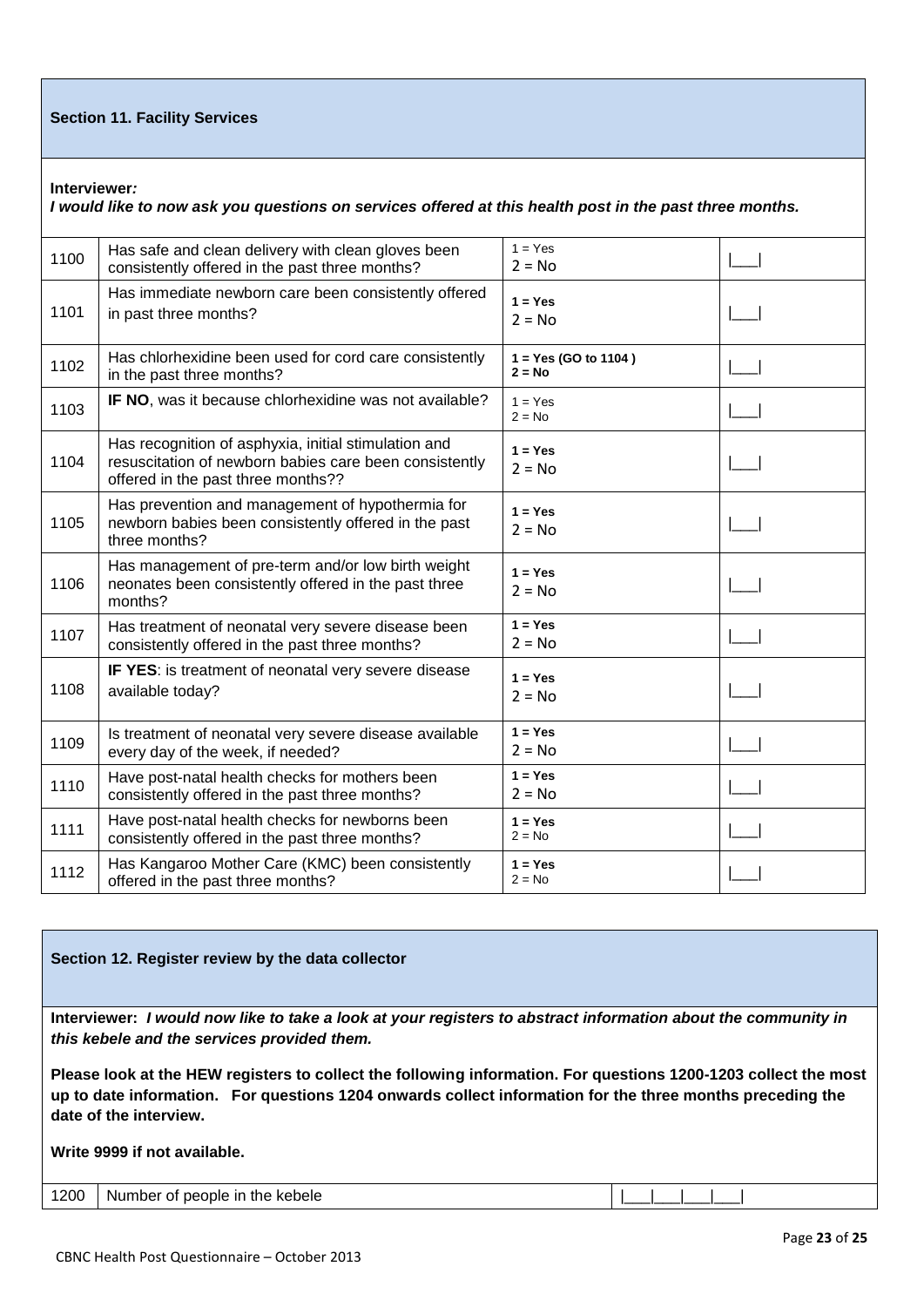## Section 11. Facility Services

**Interviewer***:*
***I would like to now ask you questions on services offered at this health post in the past three months.***

| | | | |
|---|---|---|---|
| 1100 | Has safe and clean delivery with clean gloves been consistently offered in the past three months? | 1 = Yes<br>2 = No | \|___\| |
| 1101 | Has immediate newborn care been consistently offered in past three months? | **1 = Yes**<br>2 = No | \|___\| |
| 1102 | Has chlorhexidine been used for cord care consistently in the past three months? | **1 = Yes (GO to 1104 )**<br>**2 = No** | \|___\| |
| 1103 | **IF NO**, was it because chlorhexidine was not available? | 1 = Yes<br>2 = No | \|___\| |
| 1104 | Has recognition of asphyxia, initial stimulation and resuscitation of newborn babies care been consistently offered in the past three months?? | **1 = Yes**<br>2 = No | \|___\| |
| 1105 | Has prevention and management of hypothermia for newborn babies been consistently offered in the past three months? | **1 = Yes**<br>2 = No | \|___\| |
| 1106 | Has management of pre-term and/or low birth weight neonates been consistently offered in the past three months? | **1 = Yes**<br>2 = No | \|___\| |
| 1107 | Has treatment of neonatal very severe disease been consistently offered in the past three months? | **1 = Yes**<br>2 = No | \|___\| |
| 1108 | **IF YES**: is treatment of neonatal very severe disease available today? | **1 = Yes**<br>2 = No | \|___\| |
| 1109 | Is treatment of neonatal very severe disease available every day of the week, if needed? | **1 = Yes**<br>2 = No | \|___\| |
| 1110 | Have post-natal health checks for mothers been consistently offered in the past three months? | **1 = Yes**<br>2 = No | \|___\| |
| 1111 | Have post-natal health checks for newborns been consistently offered in the past three months? | **1 = Yes**<br>2 = No | \|___\| |
| 1112 | Has Kangaroo Mother Care (KMC) been consistently offered in the past three months? | **1 = Yes**<br>2 = No | \|___\| |

## Section 12. Register review by the data collector

**Interviewer:** ***I would now like to take a look at your registers to abstract information about the community in this kebele and the services provided them.***

**Please look at the HEW registers to collect the following information. For questions 1200-1203 collect the most up to date information. For questions 1204 onwards collect information for the three months preceding the date of the interview.**

**Write 9999 if not available.**

| | | |
|---|---|---|
| 1200 | Number of people in the kebele | \|___\|___\|___\|___\|___\| |

CBNC Health Post Questionnaire – October 2013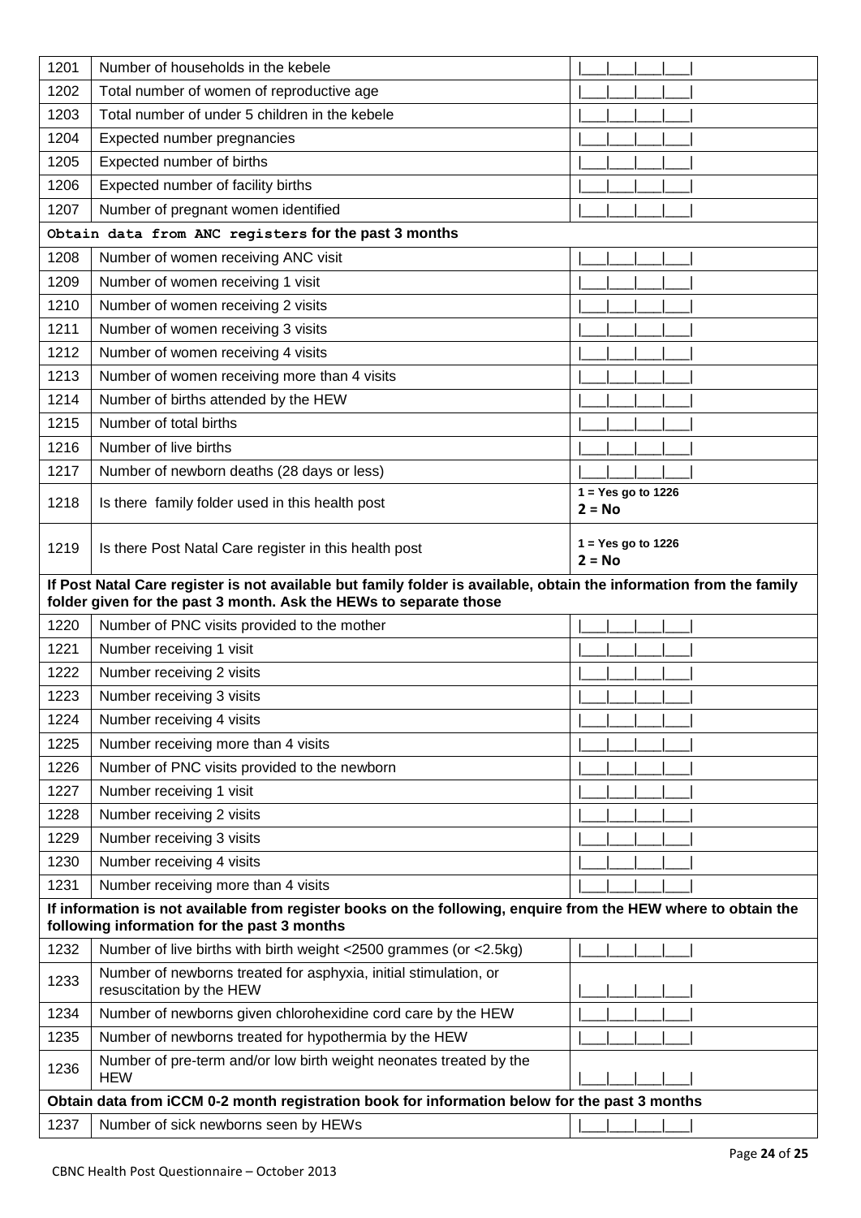| | | |
|---|---|---|
| 1201 | Number of households in the kebele | \|\_\_\_\|\_\_\_\|\_\_\_\|\_\_\_\| |
| 1202 | Total number of women of reproductive age | \|\_\_\_\|\_\_\_\|\_\_\_\|\_\_\_\| |
| 1203 | Total number of under 5 children in the kebele | \|\_\_\_\|\_\_\_\|\_\_\_\|\_\_\_\| |
| 1204 | Expected number pregnancies | \|\_\_\_\|\_\_\_\|\_\_\_\|\_\_\_\| |
| 1205 | Expected number of births | \|\_\_\_\|\_\_\_\|\_\_\_\|\_\_\_\| |
| 1206 | Expected number of facility births | \|\_\_\_\|\_\_\_\|\_\_\_\|\_\_\_\| |
| 1207 | Number of pregnant women identified | \|\_\_\_\|\_\_\_\|\_\_\_\|\_\_\_\| |
| **Obtain data from ANC registers for the past 3 months** | | |
| 1208 | Number of women receiving ANC visit | \|\_\_\_\|\_\_\_\|\_\_\_\|\_\_\_\| |
| 1209 | Number of women receiving 1 visit | \|\_\_\_\|\_\_\_\|\_\_\_\|\_\_\_\| |
| 1210 | Number of women receiving 2 visits | \|\_\_\_\|\_\_\_\|\_\_\_\|\_\_\_\| |
| 1211 | Number of women receiving 3 visits | \|\_\_\_\|\_\_\_\|\_\_\_\|\_\_\_\| |
| 1212 | Number of women receiving 4 visits | \|\_\_\_\|\_\_\_\|\_\_\_\|\_\_\_\| |
| 1213 | Number of women receiving more than 4 visits | \|\_\_\_\|\_\_\_\|\_\_\_\|\_\_\_\| |
| 1214 | Number of births attended by the HEW | \|\_\_\_\|\_\_\_\|\_\_\_\|\_\_\_\| |
| 1215 | Number of total births | \|\_\_\_\|\_\_\_\|\_\_\_\|\_\_\_\| |
| 1216 | Number of live births | \|\_\_\_\|\_\_\_\|\_\_\_\|\_\_\_\| |
| 1217 | Number of newborn deaths (28 days or less) | \|\_\_\_\|\_\_\_\|\_\_\_\|\_\_\_\| |
| 1218 | Is there family folder used in this health post | **1 = Yes go to 1226**<br>**2 = No** |
| 1219 | Is there Post Natal Care register in this health post | **1 = Yes go to 1226**<br>**2 = No** |
| **If Post Natal Care register is not available but family folder is available, obtain the information from the family folder given for the past 3 month. Ask the HEWs to separate those** | | |
| 1220 | Number of PNC visits provided to the mother | \|\_\_\_\|\_\_\_\|\_\_\_\|\_\_\_\| |
| 1221 | Number receiving 1 visit | \|\_\_\_\|\_\_\_\|\_\_\_\|\_\_\_\| |
| 1222 | Number receiving 2 visits | \|\_\_\_\|\_\_\_\|\_\_\_\|\_\_\_\| |
| 1223 | Number receiving 3 visits | \|\_\_\_\|\_\_\_\|\_\_\_\|\_\_\_\| |
| 1224 | Number receiving 4 visits | \|\_\_\_\|\_\_\_\|\_\_\_\|\_\_\_\| |
| 1225 | Number receiving more than 4 visits | \|\_\_\_\|\_\_\_\|\_\_\_\|\_\_\_\| |
| 1226 | Number of PNC visits provided to the newborn | \|\_\_\_\|\_\_\_\|\_\_\_\|\_\_\_\| |
| 1227 | Number receiving 1 visit | \|\_\_\_\|\_\_\_\|\_\_\_\|\_\_\_\| |
| 1228 | Number receiving 2 visits | \|\_\_\_\|\_\_\_\|\_\_\_\|\_\_\_\| |
| 1229 | Number receiving 3 visits | \|\_\_\_\|\_\_\_\|\_\_\_\|\_\_\_\| |
| 1230 | Number receiving 4 visits | \|\_\_\_\|\_\_\_\|\_\_\_\|\_\_\_\| |
| 1231 | Number receiving more than 4 visits | \|\_\_\_\|\_\_\_\|\_\_\_\|\_\_\_\| |
| **If information is not available from register books on the following, enquire from the HEW where to obtain the following information for the past 3 months** | | |
| 1232 | Number of live births with birth weight <2500 grammes (or <2.5kg) | \|\_\_\_\|\_\_\_\|\_\_\_\|\_\_\_\| |
| 1233 | Number of newborns treated for asphyxia, initial stimulation, or resuscitation by the HEW | \|\_\_\_\|\_\_\_\|\_\_\_\|\_\_\_\| |
| 1234 | Number of newborns given chlorohexidine cord care by the HEW | \|\_\_\_\|\_\_\_\|\_\_\_\|\_\_\_\| |
| 1235 | Number of newborns treated for hypothermia by the HEW | \|\_\_\_\|\_\_\_\|\_\_\_\|\_\_\_\| |
| 1236 | Number of pre-term and/or low birth weight neonates treated by the HEW | \|\_\_\_\|\_\_\_\|\_\_\_\|\_\_\_\| |
| **Obtain data from iCCM 0-2 month registration book for information below for the past 3 months** | | |
| 1237 | Number of sick newborns seen by HEWs | \|\_\_\_\|\_\_\_\|\_\_\_\|\_\_\_\| |

CBNC Health Post Questionnaire – October 2013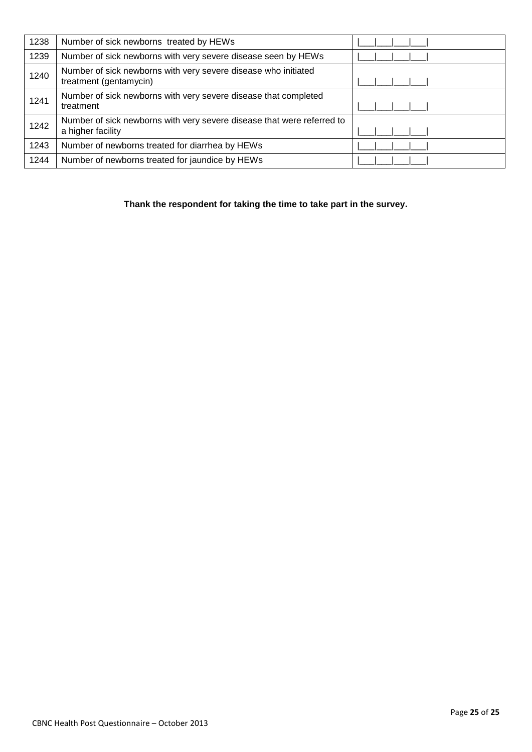| | | |
|---|---|---|
| 1238 | Number of sick newborns treated by HEWs | \|___\|___\|___\|___\| |
| 1239 | Number of sick newborns with very severe disease seen by HEWs | \|___\|___\|___\|___\| |
| 1240 | Number of sick newborns with very severe disease who initiated treatment (gentamycin) | \|___\|___\|___\|___\| |
| 1241 | Number of sick newborns with very severe disease that completed treatment | \|___\|___\|___\|___\| |
| 1242 | Number of sick newborns with very severe disease that were referred to a higher facility | \|___\|___\|___\|___\| |
| 1243 | Number of newborns treated for diarrhea by HEWs | \|___\|___\|___\|___\| |
| 1244 | Number of newborns treated for jaundice by HEWs | \|___\|___\|___\|___\| |

**Thank the respondent for taking the time to take part in the survey.**